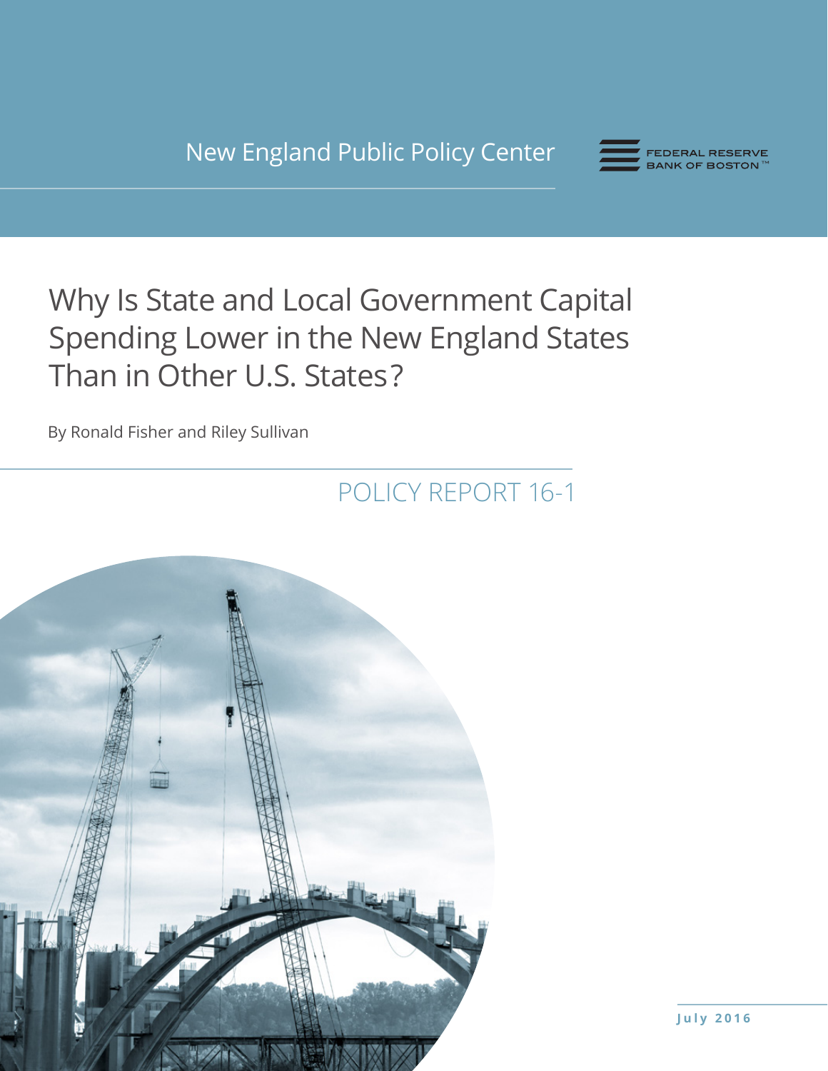New England Public Policy Center

FEDERAL RESERVE BANK OF BOSTON™

# Why Is State and Local Government Capital Spending Lower in the New England States Than in Other U.S. States?

By Ronald Fisher and Riley Sullivan

POLICY REPORT 16-1

July 2016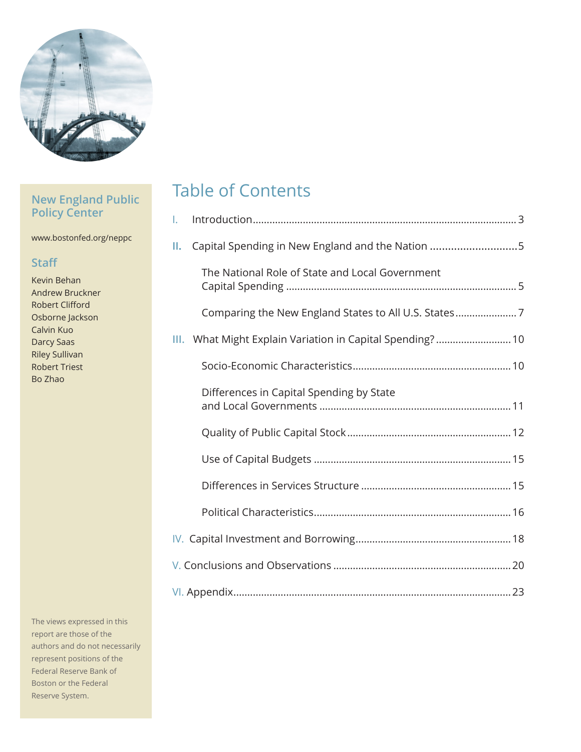## New England Public Policy Center

www.bostonfed.org/neppc

### Staff

Kevin Behan
Andrew Bruckner
Robert Clifford
Osborne Jackson
Calvin Kuo
Darcy Saas
Riley Sullivan
Robert Triest
Bo Zhao

The views expressed in this report are those of the authors and do not necessarily represent positions of the Federal Reserve Bank of Boston or the Federal Reserve System.

# Table of Contents

I. Introduction........................................................................................3

II. Capital Spending in New England and the Nation ............................5

- The National Role of State and Local Government Capital Spending ....................................................................................5
- Comparing the New England States to All U.S. States.......................7

III. What Might Explain Variation in Capital Spending?...........................10

- Socio-Economic Characteristics........................................................10
- Differences in Capital Spending by State and Local Governments ....................................................................11
- Quality of Public Capital Stock..........................................................12
- Use of Capital Budgets ......................................................................15
- Differences in Services Structure .....................................................15
- Political Characteristics......................................................................16

IV. Capital Investment and Borrowing.......................................................18

V. Conclusions and Observations ...............................................................20

VI. Appendix...................................................................................................23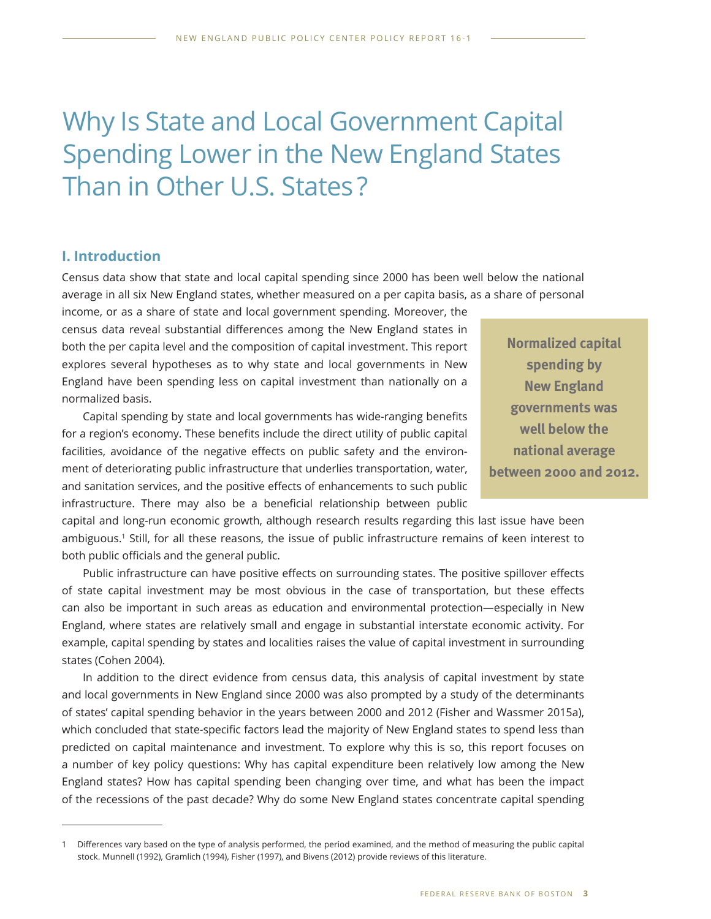# Why Is State and Local Government Capital Spending Lower in the New England States Than in Other U.S. States?

## I. Introduction

Census data show that state and local capital spending since 2000 has been well below the national average in all six New England states, whether measured on a per capita basis, as a share of personal income, or as a share of state and local government spending. Moreover, the census data reveal substantial differences among the New England states in both the per capita level and the composition of capital investment. This report explores several hypotheses as to why state and local governments in New England have been spending less on capital investment than nationally on a normalized basis.

> **Normalized capital spending by New England governments was well below the national average between 2000 and 2012.**

Capital spending by state and local governments has wide-ranging benefits for a region's economy. These benefits include the direct utility of public capital facilities, avoidance of the negative effects on public safety and the environment of deteriorating public infrastructure that underlies transportation, water, and sanitation services, and the positive effects of enhancements to such public infrastructure. There may also be a beneficial relationship between public capital and long-run economic growth, although research results regarding this last issue have been ambiguous.[1] Still, for all these reasons, the issue of public infrastructure remains of keen interest to both public officials and the general public.

Public infrastructure can have positive effects on surrounding states. The positive spillover effects of state capital investment may be most obvious in the case of transportation, but these effects can also be important in such areas as education and environmental protection—especially in New England, where states are relatively small and engage in substantial interstate economic activity. For example, capital spending by states and localities raises the value of capital investment in surrounding states (Cohen 2004).

In addition to the direct evidence from census data, this analysis of capital investment by state and local governments in New England since 2000 was also prompted by a study of the determinants of states' capital spending behavior in the years between 2000 and 2012 (Fisher and Wassmer 2015a), which concluded that state-specific factors lead the majority of New England states to spend less than predicted on capital maintenance and investment. To explore why this is so, this report focuses on a number of key policy questions: Why has capital expenditure been relatively low among the New England states? How has capital spending been changing over time, and what has been the impact of the recessions of the past decade? Why do some New England states concentrate capital spending

---

1 Differences vary based on the type of analysis performed, the period examined, and the method of measuring the public capital stock. Munnell (1992), Gramlich (1994), Fisher (1997), and Bivens (2012) provide reviews of this literature.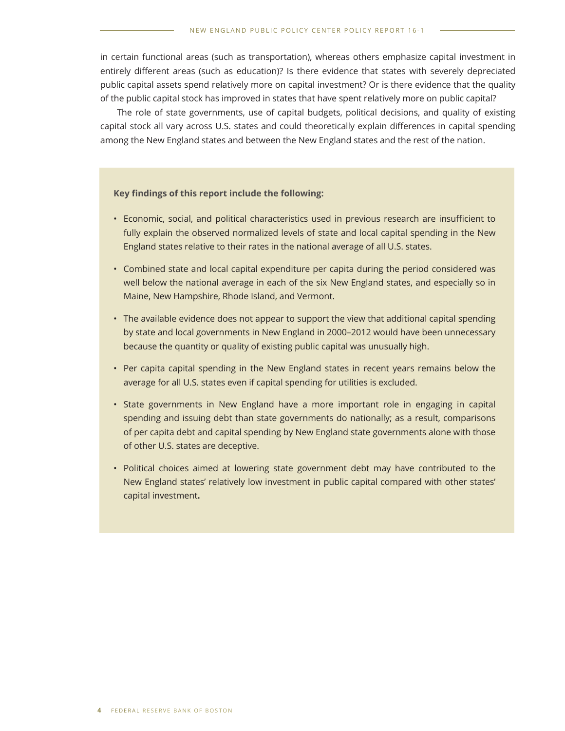in certain functional areas (such as transportation), whereas others emphasize capital investment in entirely different areas (such as education)? Is there evidence that states with severely depreciated public capital assets spend relatively more on capital investment? Or is there evidence that the quality of the public capital stock has improved in states that have spent relatively more on public capital?

The role of state governments, use of capital budgets, political decisions, and quality of existing capital stock all vary across U.S. states and could theoretically explain differences in capital spending among the New England states and between the New England states and the rest of the nation.

**Key findings of this report include the following:**

- Economic, social, and political characteristics used in previous research are insufficient to fully explain the observed normalized levels of state and local capital spending in the New England states relative to their rates in the national average of all U.S. states.
- Combined state and local capital expenditure per capita during the period considered was well below the national average in each of the six New England states, and especially so in Maine, New Hampshire, Rhode Island, and Vermont.
- The available evidence does not appear to support the view that additional capital spending by state and local governments in New England in 2000–2012 would have been unnecessary because the quantity or quality of existing public capital was unusually high.
- Per capita capital spending in the New England states in recent years remains below the average for all U.S. states even if capital spending for utilities is excluded.
- State governments in New England have a more important role in engaging in capital spending and issuing debt than state governments do nationally; as a result, comparisons of per capita debt and capital spending by New England state governments alone with those of other U.S. states are deceptive.
- Political choices aimed at lowering state government debt may have contributed to the New England states' relatively low investment in public capital compared with other states' capital investment.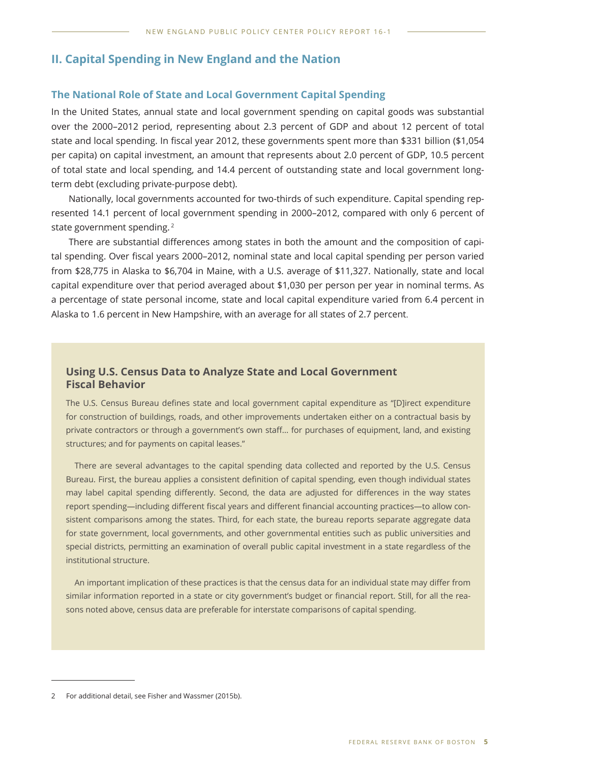## II. Capital Spending in New England and the Nation

### The National Role of State and Local Government Capital Spending

In the United States, annual state and local government spending on capital goods was substantial over the 2000–2012 period, representing about 2.3 percent of GDP and about 12 percent of total state and local spending. In fiscal year 2012, these governments spent more than $331 billion ($1,054 per capita) on capital investment, an amount that represents about 2.0 percent of GDP, 10.5 percent of total state and local spending, and 14.4 percent of outstanding state and local government long-term debt (excluding private-purpose debt).

Nationally, local governments accounted for two-thirds of such expenditure. Capital spending represented 14.1 percent of local government spending in 2000–2012, compared with only 6 percent of state government spending. [2]

There are substantial differences among states in both the amount and the composition of capital spending. Over fiscal years 2000–2012, nominal state and local capital spending per person varied from $28,775 in Alaska to $6,704 in Maine, with a U.S. average of $11,327. Nationally, state and local capital expenditure over that period averaged about $1,030 per person per year in nominal terms. As a percentage of state personal income, state and local capital expenditure varied from 6.4 percent in Alaska to 1.6 percent in New Hampshire, with an average for all states of 2.7 percent.

### Using U.S. Census Data to Analyze State and Local Government Fiscal Behavior

The U.S. Census Bureau defines state and local government capital expenditure as "[D]irect expenditure for construction of buildings, roads, and other improvements undertaken either on a contractual basis by private contractors or through a government's own staff… for purchases of equipment, land, and existing structures; and for payments on capital leases."

There are several advantages to the capital spending data collected and reported by the U.S. Census Bureau. First, the bureau applies a consistent definition of capital spending, even though individual states may label capital spending differently. Second, the data are adjusted for differences in the way states report spending—including different fiscal years and different financial accounting practices—to allow consistent comparisons among the states. Third, for each state, the bureau reports separate aggregate data for state government, local governments, and other governmental entities such as public universities and special districts, permitting an examination of overall public capital investment in a state regardless of the institutional structure.

An important implication of these practices is that the census data for an individual state may differ from similar information reported in a state or city government's budget or financial report. Still, for all the reasons noted above, census data are preferable for interstate comparisons of capital spending.

---

2 For additional detail, see Fisher and Wassmer (2015b).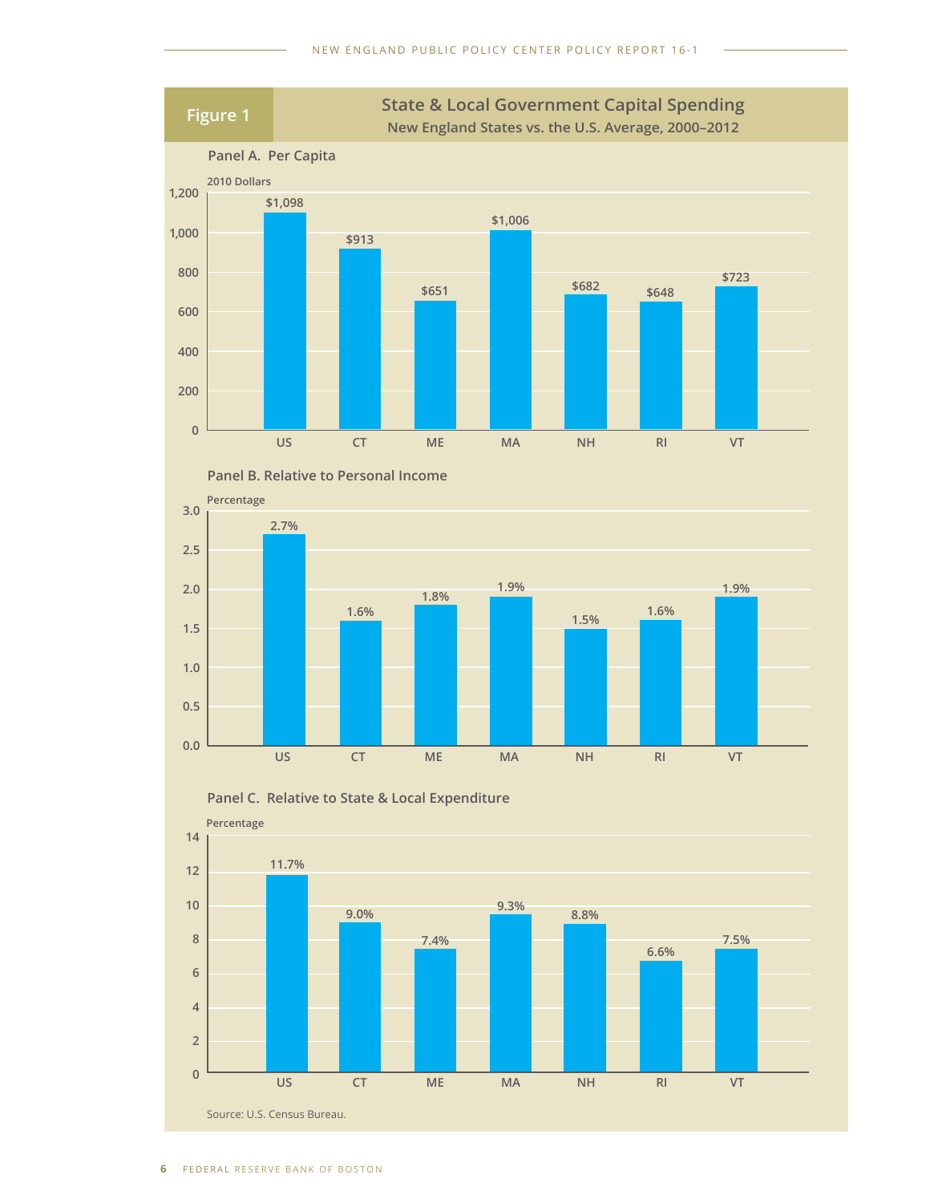## Figure 1

**State & Local Government Capital Spending**
**New England States vs. the U.S. Average, 2000–2012**

**Panel A. Per Capita**

2010 Dollars

| | US | CT | ME | MA | NH | RI | VT |
|---|---|---|---|---|---|---|---|
| Per Capita | $1,098 | $913 | $651 | $1,006 | $682 | $648 | $723 |

**Panel B. Relative to Personal Income**

Percentage

| | US | CT | ME | MA | NH | RI | VT |
|---|---|---|---|---|---|---|---|
| Relative to Personal Income | 2.7% | 1.6% | 1.8% | 1.9% | 1.5% | 1.6% | 1.9% |

**Panel C. Relative to State & Local Expenditure**

Percentage

| | US | CT | ME | MA | NH | RI | VT |
|---|---|---|---|---|---|---|---|
| Relative to State & Local Expenditure | 11.7% | 9.0% | 7.4% | 9.3% | 8.8% | 6.6% | 7.5% |

Source: U.S. Census Bureau.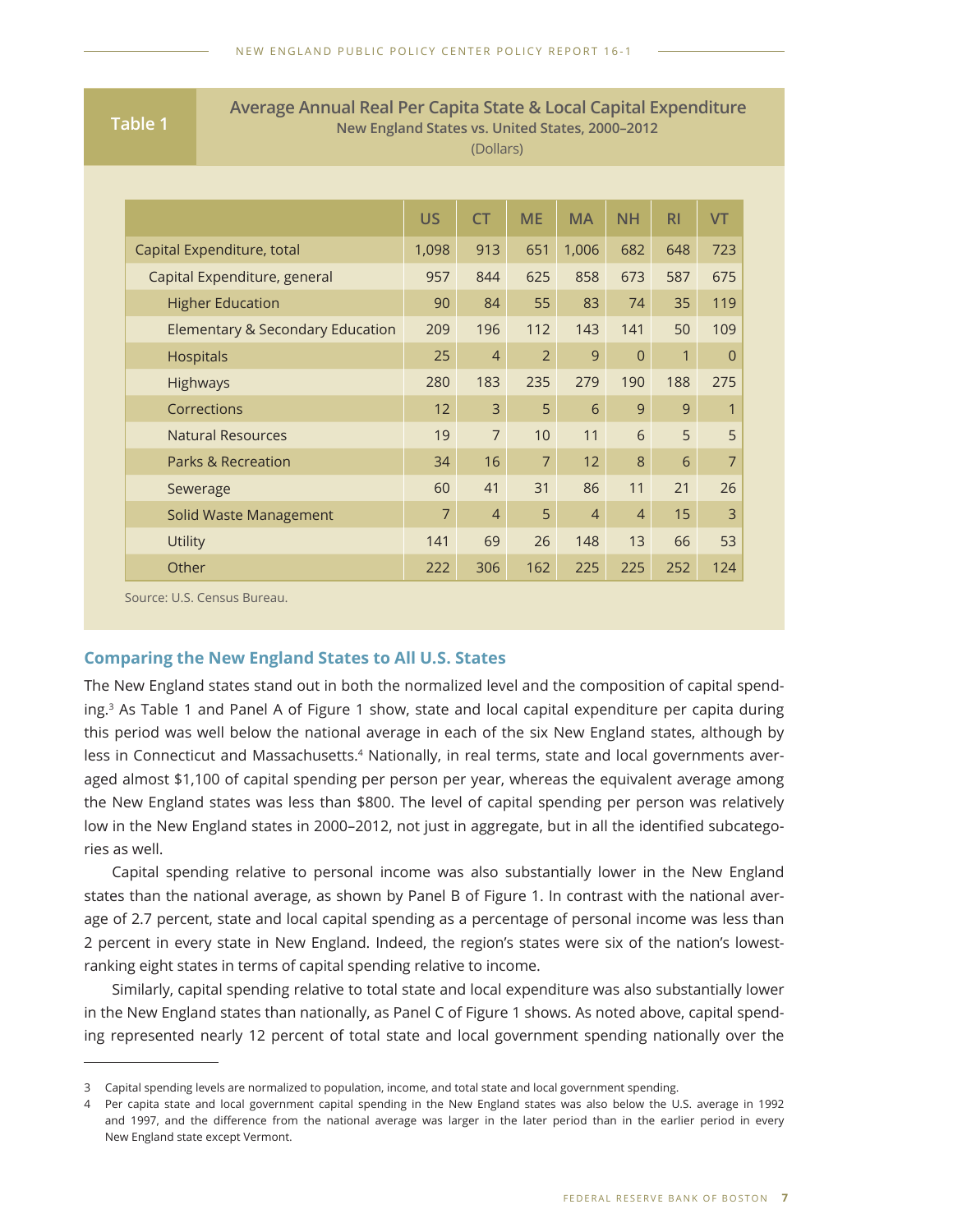**Table 1**

**Average Annual Real Per Capita State & Local Capital Expenditure**
**New England States vs. United States, 2000–2012**
(Dollars)

| | US | CT | ME | MA | NH | RI | VT |
|---|---|---|---|---|---|---|---|
| Capital Expenditure, total | 1,098 | 913 | 651 | 1,006 | 682 | 648 | 723 |
| Capital Expenditure, general | 957 | 844 | 625 | 858 | 673 | 587 | 675 |
| Higher Education | 90 | 84 | 55 | 83 | 74 | 35 | 119 |
| Elementary & Secondary Education | 209 | 196 | 112 | 143 | 141 | 50 | 109 |
| Hospitals | 25 | 4 | 2 | 9 | 0 | 1 | 0 |
| Highways | 280 | 183 | 235 | 279 | 190 | 188 | 275 |
| Corrections | 12 | 3 | 5 | 6 | 9 | 9 | 1 |
| Natural Resources | 19 | 7 | 10 | 11 | 6 | 5 | 5 |
| Parks & Recreation | 34 | 16 | 7 | 12 | 8 | 6 | 7 |
| Sewerage | 60 | 41 | 31 | 86 | 11 | 21 | 26 |
| Solid Waste Management | 7 | 4 | 5 | 4 | 4 | 15 | 3 |
| Utility | 141 | 69 | 26 | 148 | 13 | 66 | 53 |
| Other | 222 | 306 | 162 | 225 | 225 | 252 | 124 |

Source: U.S. Census Bureau.

## Comparing the New England States to All U.S. States

The New England states stand out in both the normalized level and the composition of capital spending.[3] As Table 1 and Panel A of Figure 1 show, state and local capital expenditure per capita during this period was well below the national average in each of the six New England states, although by less in Connecticut and Massachusetts.[4] Nationally, in real terms, state and local governments averaged almost $1,100 of capital spending per person per year, whereas the equivalent average among the New England states was less than $800. The level of capital spending per person was relatively low in the New England states in 2000–2012, not just in aggregate, but in all the identified subcategories as well.

Capital spending relative to personal income was also substantially lower in the New England states than the national average, as shown by Panel B of Figure 1. In contrast with the national average of 2.7 percent, state and local capital spending as a percentage of personal income was less than 2 percent in every state in New England. Indeed, the region's states were six of the nation's lowest-ranking eight states in terms of capital spending relative to income.

Similarly, capital spending relative to total state and local expenditure was also substantially lower in the New England states than nationally, as Panel C of Figure 1 shows. As noted above, capital spending represented nearly 12 percent of total state and local government spending nationally over the

---

3 Capital spending levels are normalized to population, income, and total state and local government spending.

4 Per capita state and local government capital spending in the New England states was also below the U.S. average in 1992 and 1997, and the difference from the national average was larger in the later period than in the earlier period in every New England state except Vermont.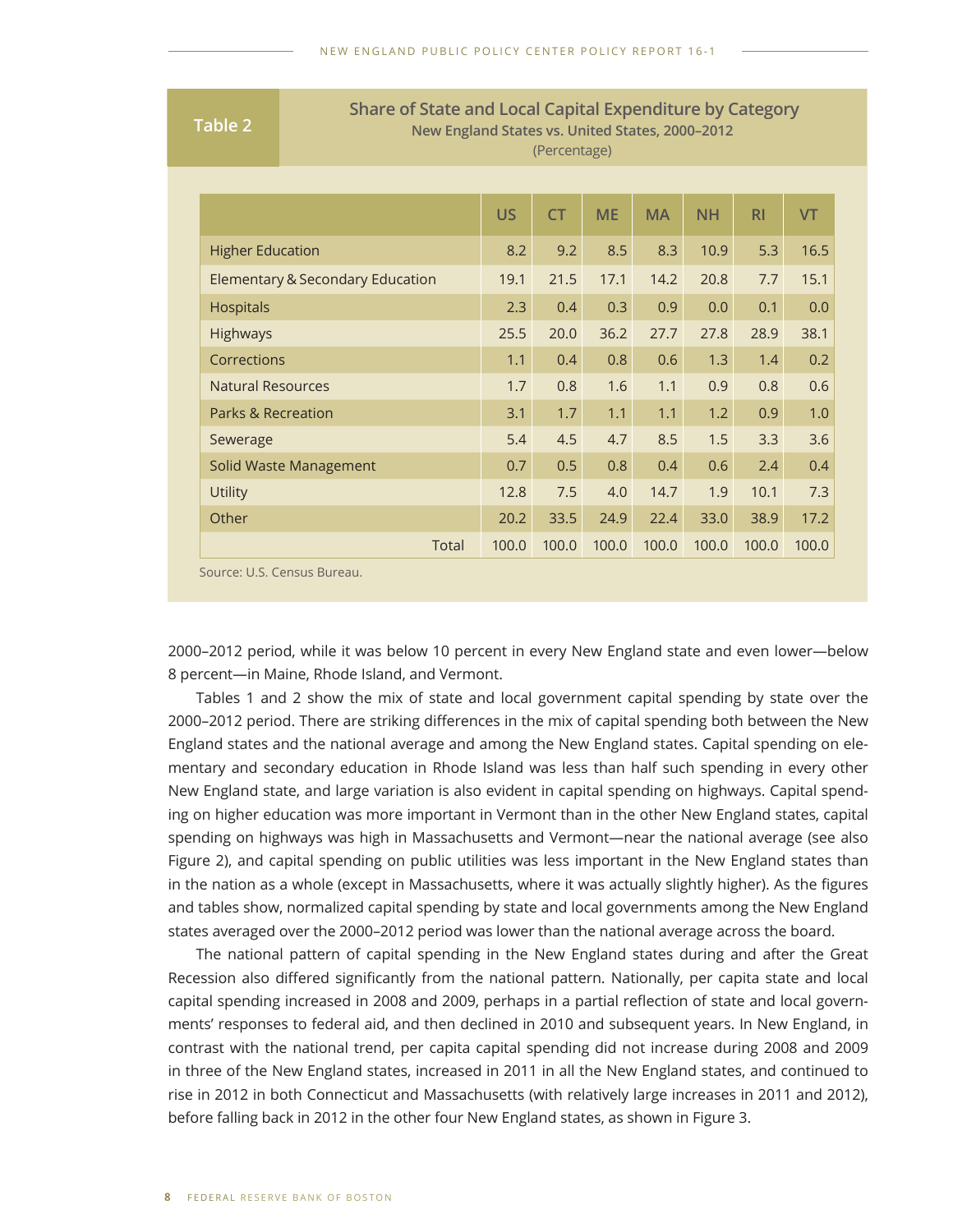**Table 2**

**Share of State and Local Capital Expenditure by Category**
**New England States vs. United States, 2000–2012**
(Percentage)

| | US | CT | ME | MA | NH | RI | VT |
|---|---|---|---|---|---|---|---|
| Higher Education | 8.2 | 9.2 | 8.5 | 8.3 | 10.9 | 5.3 | 16.5 |
| Elementary & Secondary Education | 19.1 | 21.5 | 17.1 | 14.2 | 20.8 | 7.7 | 15.1 |
| Hospitals | 2.3 | 0.4 | 0.3 | 0.9 | 0.0 | 0.1 | 0.0 |
| Highways | 25.5 | 20.0 | 36.2 | 27.7 | 27.8 | 28.9 | 38.1 |
| Corrections | 1.1 | 0.4 | 0.8 | 0.6 | 1.3 | 1.4 | 0.2 |
| Natural Resources | 1.7 | 0.8 | 1.6 | 1.1 | 0.9 | 0.8 | 0.6 |
| Parks & Recreation | 3.1 | 1.7 | 1.1 | 1.1 | 1.2 | 0.9 | 1.0 |
| Sewerage | 5.4 | 4.5 | 4.7 | 8.5 | 1.5 | 3.3 | 3.6 |
| Solid Waste Management | 0.7 | 0.5 | 0.8 | 0.4 | 0.6 | 2.4 | 0.4 |
| Utility | 12.8 | 7.5 | 4.0 | 14.7 | 1.9 | 10.1 | 7.3 |
| Other | 20.2 | 33.5 | 24.9 | 22.4 | 33.0 | 38.9 | 17.2 |
| Total | 100.0 | 100.0 | 100.0 | 100.0 | 100.0 | 100.0 | 100.0 |

Source: U.S. Census Bureau.

2000–2012 period, while it was below 10 percent in every New England state and even lower—below 8 percent—in Maine, Rhode Island, and Vermont.

Tables 1 and 2 show the mix of state and local government capital spending by state over the 2000–2012 period. There are striking differences in the mix of capital spending both between the New England states and the national average and among the New England states. Capital spending on elementary and secondary education in Rhode Island was less than half such spending in every other New England state, and large variation is also evident in capital spending on highways. Capital spending on higher education was more important in Vermont than in the other New England states, capital spending on highways was high in Massachusetts and Vermont—near the national average (see also Figure 2), and capital spending on public utilities was less important in the New England states than in the nation as a whole (except in Massachusetts, where it was actually slightly higher). As the figures and tables show, normalized capital spending by state and local governments among the New England states averaged over the 2000–2012 period was lower than the national average across the board.

The national pattern of capital spending in the New England states during and after the Great Recession also differed significantly from the national pattern. Nationally, per capita state and local capital spending increased in 2008 and 2009, perhaps in a partial reflection of state and local governments' responses to federal aid, and then declined in 2010 and subsequent years. In New England, in contrast with the national trend, per capita capital spending did not increase during 2008 and 2009 in three of the New England states, increased in 2011 in all the New England states, and continued to rise in 2012 in both Connecticut and Massachusetts (with relatively large increases in 2011 and 2012), before falling back in 2012 in the other four New England states, as shown in Figure 3.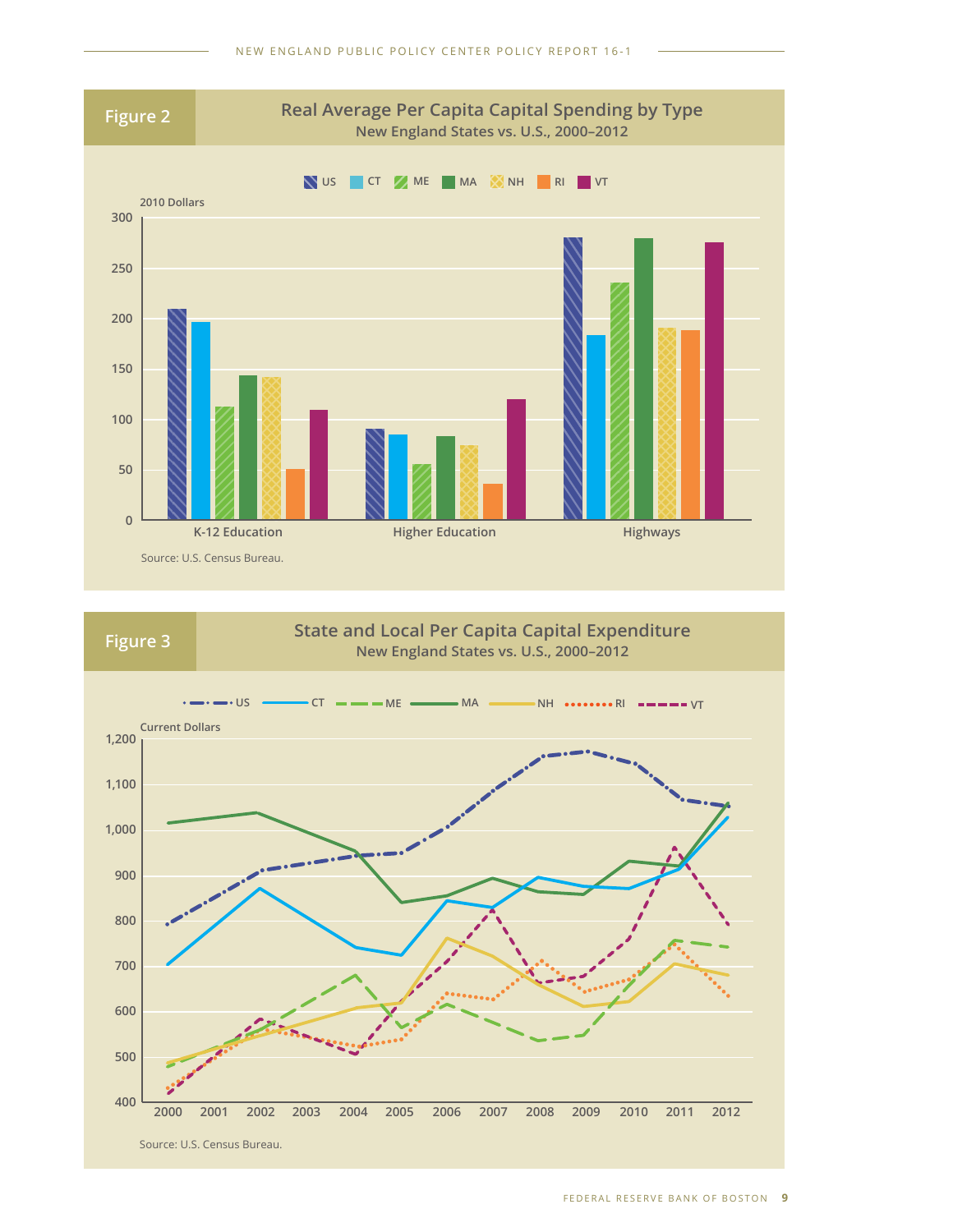## Figure 2

**Real Average Per Capita Capital Spending by Type**
New England States vs. U.S., 2000–2012

US · CT · ME · MA · NH · RI · VT

2010 Dollars

K-12 Education · Higher Education · Highways

Source: U.S. Census Bureau.

## Figure 3

**State and Local Per Capita Capital Expenditure**
New England States vs. U.S., 2000–2012

US · CT · ME · MA · NH · RI · VT

Current Dollars

Source: U.S. Census Bureau.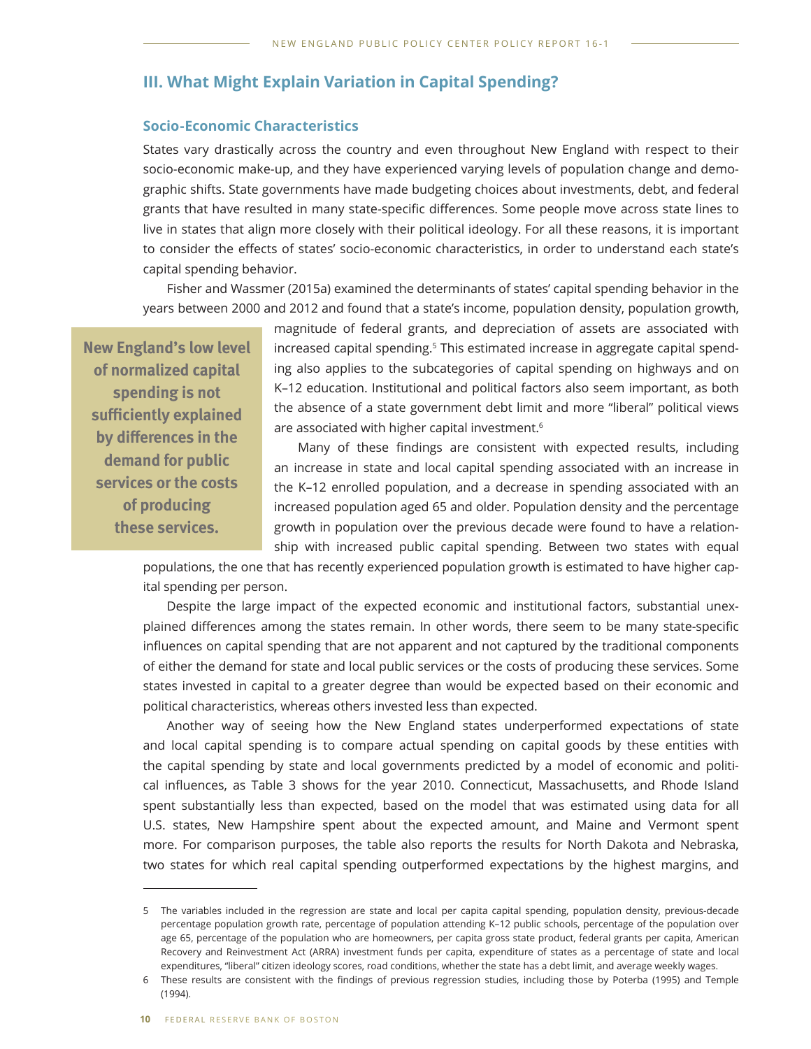## III. What Might Explain Variation in Capital Spending?

### Socio-Economic Characteristics

States vary drastically across the country and even throughout New England with respect to their socio-economic make-up, and they have experienced varying levels of population change and demographic shifts. State governments have made budgeting choices about investments, debt, and federal grants that have resulted in many state-specific differences. Some people move across state lines to live in states that align more closely with their political ideology. For all these reasons, it is important to consider the effects of states' socio-economic characteristics, in order to understand each state's capital spending behavior.

Fisher and Wassmer (2015a) examined the determinants of states' capital spending behavior in the years between 2000 and 2012 and found that a state's income, population density, population growth, magnitude of federal grants, and depreciation of assets are associated with increased capital spending.[5] This estimated increase in aggregate capital spending also applies to the subcategories of capital spending on highways and on K–12 education. Institutional and political factors also seem important, as both the absence of a state government debt limit and more "liberal" political views are associated with higher capital investment.[6]

**New England's low level of normalized capital spending is not sufficiently explained by differences in the demand for public services or the costs of producing these services.**

Many of these findings are consistent with expected results, including an increase in state and local capital spending associated with an increase in the K–12 enrolled population, and a decrease in spending associated with an increased population aged 65 and older. Population density and the percentage growth in population over the previous decade were found to have a relationship with increased public capital spending. Between two states with equal populations, the one that has recently experienced population growth is estimated to have higher capital spending per person.

Despite the large impact of the expected economic and institutional factors, substantial unexplained differences among the states remain. In other words, there seem to be many state-specific influences on capital spending that are not apparent and not captured by the traditional components of either the demand for state and local public services or the costs of producing these services. Some states invested in capital to a greater degree than would be expected based on their economic and political characteristics, whereas others invested less than expected.

Another way of seeing how the New England states underperformed expectations of state and local capital spending is to compare actual spending on capital goods by these entities with the capital spending by state and local governments predicted by a model of economic and political influences, as Table 3 shows for the year 2010. Connecticut, Massachusetts, and Rhode Island spent substantially less than expected, based on the model that was estimated using data for all U.S. states, New Hampshire spent about the expected amount, and Maine and Vermont spent more. For comparison purposes, the table also reports the results for North Dakota and Nebraska, two states for which real capital spending outperformed expectations by the highest margins, and

---

5 The variables included in the regression are state and local per capita capital spending, population density, previous-decade percentage population growth rate, percentage of population attending K–12 public schools, percentage of the population over age 65, percentage of the population who are homeowners, per capita gross state product, federal grants per capita, American Recovery and Reinvestment Act (ARRA) investment funds per capita, expenditure of states as a percentage of state and local expenditures, "liberal" citizen ideology scores, road conditions, whether the state has a debt limit, and average weekly wages.

6 These results are consistent with the findings of previous regression studies, including those by Poterba (1995) and Temple (1994).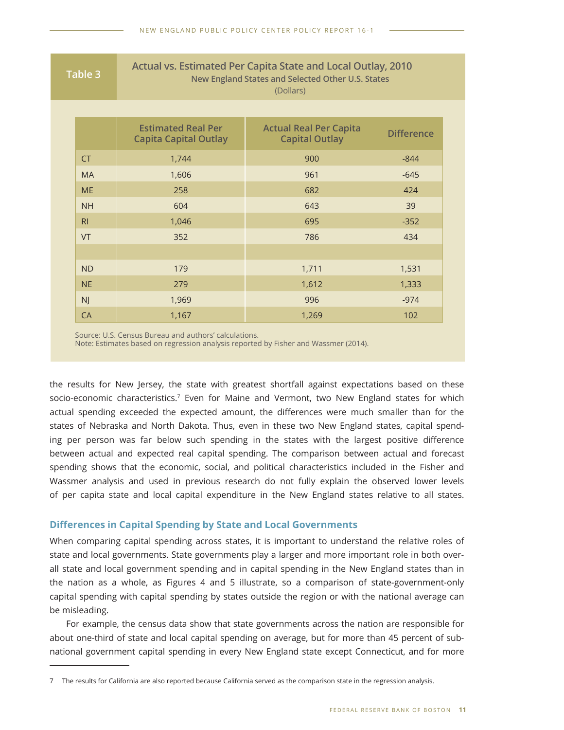**Table 3**

**Actual vs. Estimated Per Capita State and Local Outlay, 2010**
New England States and Selected Other U.S. States
(Dollars)

| | Estimated Real Per Capita Capital Outlay | Actual Real Per Capita Capital Outlay | Difference |
|---|---|---|---|
| CT | 1,744 | 900 | -844 |
| MA | 1,606 | 961 | -645 |
| ME | 258 | 682 | 424 |
| NH | 604 | 643 | 39 |
| RI | 1,046 | 695 | -352 |
| VT | 352 | 786 | 434 |
| | | | |
| ND | 179 | 1,711 | 1,531 |
| NE | 279 | 1,612 | 1,333 |
| NJ | 1,969 | 996 | -974 |
| CA | 1,167 | 1,269 | 102 |

Source: U.S. Census Bureau and authors' calculations.
Note: Estimates based on regression analysis reported by Fisher and Wassmer (2014).

the results for New Jersey, the state with greatest shortfall against expectations based on these socio-economic characteristics.[7] Even for Maine and Vermont, two New England states for which actual spending exceeded the expected amount, the differences were much smaller than for the states of Nebraska and North Dakota. Thus, even in these two New England states, capital spending per person was far below such spending in the states with the largest positive difference between actual and expected real capital spending. The comparison between actual and forecast spending shows that the economic, social, and political characteristics included in the Fisher and Wassmer analysis and used in previous research do not fully explain the observed lower levels of per capita state and local capital expenditure in the New England states relative to all states.

## Differences in Capital Spending by State and Local Governments

When comparing capital spending across states, it is important to understand the relative roles of state and local governments. State governments play a larger and more important role in both overall state and local government spending and in capital spending in the New England states than in the nation as a whole, as Figures 4 and 5 illustrate, so a comparison of state-government-only capital spending with capital spending by states outside the region or with the national average can be misleading.

For example, the census data show that state governments across the nation are responsible for about one-third of state and local capital spending on average, but for more than 45 percent of subnational government capital spending in every New England state except Connecticut, and for more

7 The results for California are also reported because California served as the comparison state in the regression analysis.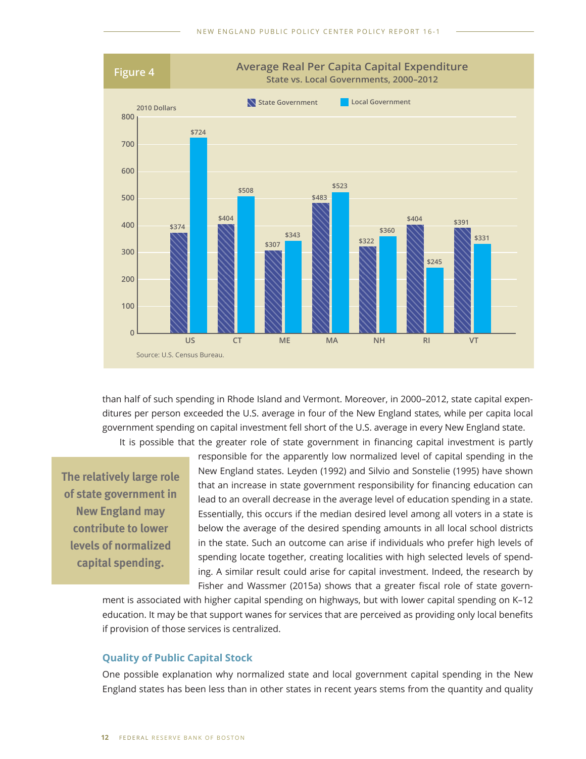**Figure 4**

**Average Real Per Capita Capital Expenditure**
**State vs. Local Governments, 2000–2012**

2010 Dollars

| | State Government | Local Government |
|---|---|---|
| US | $374 | $724 |
| CT | $404 | $508 |
| ME | $307 | $343 |
| MA | $483 | $523 |
| NH | $322 | $360 |
| RI | $404 | $245 |
| VT | $391 | $331 |

Source: U.S. Census Bureau.

than half of such spending in Rhode Island and Vermont. Moreover, in 2000–2012, state capital expenditures per person exceeded the U.S. average in four of the New England states, while per capita local government spending on capital investment fell short of the U.S. average in every New England state.

It is possible that the greater role of state government in financing capital investment is partly responsible for the apparently low normalized level of capital spending in the New England states. Leyden (1992) and Silvio and Sonstelie (1995) have shown that an increase in state government responsibility for financing education can lead to an overall decrease in the average level of education spending in a state. Essentially, this occurs if the median desired level among all voters in a state is below the average of the desired spending amounts in all local school districts in the state. Such an outcome can arise if individuals who prefer high levels of spending locate together, creating localities with high selected levels of spending. A similar result could arise for capital investment. Indeed, the research by Fisher and Wassmer (2015a) shows that a greater fiscal role of state government is associated with higher capital spending on highways, but with lower capital spending on K–12 education. It may be that support wanes for services that are perceived as providing only local benefits if provision of those services is centralized.

> **The relatively large role of state government in New England may contribute to lower levels of normalized capital spending.**

### Quality of Public Capital Stock

One possible explanation why normalized state and local government capital spending in the New England states has been less than in other states in recent years stems from the quantity and quality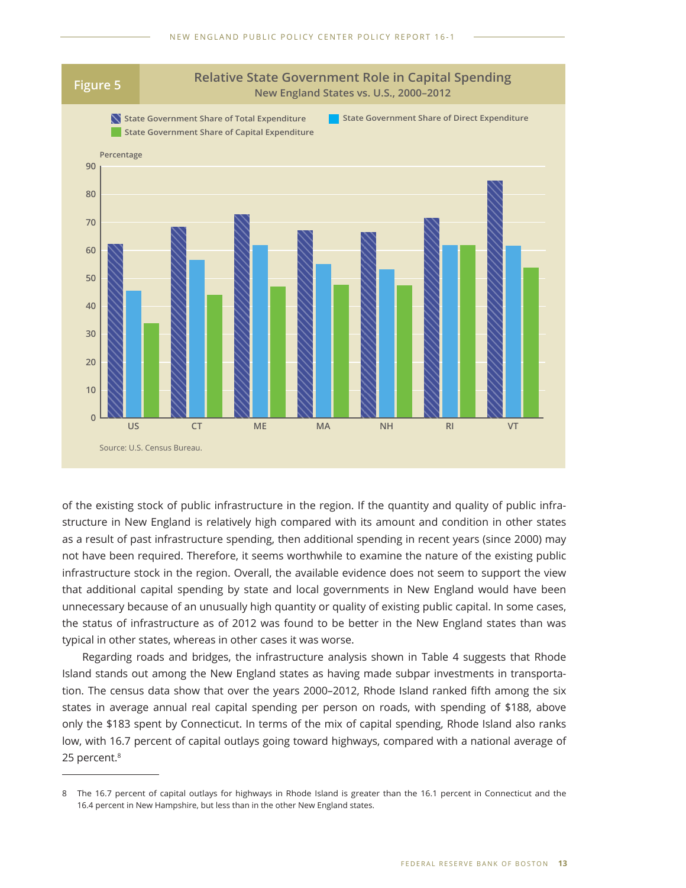**Figure 5**

**Relative State Government Role in Capital Spending**
**New England States vs. U.S., 2000–2012**

Source: U.S. Census Bureau.

of the existing stock of public infrastructure in the region. If the quantity and quality of public infrastructure in New England is relatively high compared with its amount and condition in other states as a result of past infrastructure spending, then additional spending in recent years (since 2000) may not have been required. Therefore, it seems worthwhile to examine the nature of the existing public infrastructure stock in the region. Overall, the available evidence does not seem to support the view that additional capital spending by state and local governments in New England would have been unnecessary because of an unusually high quantity or quality of existing public capital. In some cases, the status of infrastructure as of 2012 was found to be better in the New England states than was typical in other states, whereas in other cases it was worse.

Regarding roads and bridges, the infrastructure analysis shown in Table 4 suggests that Rhode Island stands out among the New England states as having made subpar investments in transportation. The census data show that over the years 2000–2012, Rhode Island ranked fifth among the six states in average annual real capital spending per person on roads, with spending of $188, above only the $183 spent by Connecticut. In terms of the mix of capital spending, Rhode Island also ranks low, with 16.7 percent of capital outlays going toward highways, compared with a national average of 25 percent.[8]

---

8 The 16.7 percent of capital outlays for highways in Rhode Island is greater than the 16.1 percent in Connecticut and the 16.4 percent in New Hampshire, but less than in the other New England states.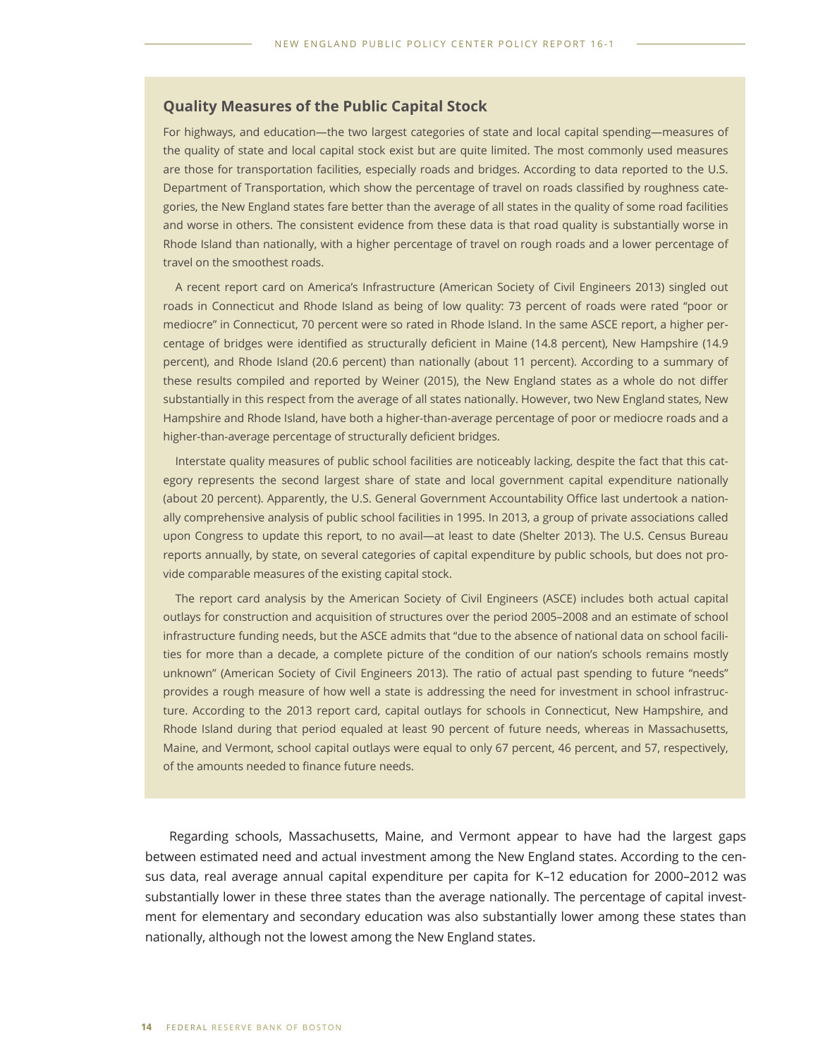## Quality Measures of the Public Capital Stock

For highways, and education—the two largest categories of state and local capital spending—measures of the quality of state and local capital stock exist but are quite limited. The most commonly used measures are those for transportation facilities, especially roads and bridges. According to data reported to the U.S. Department of Transportation, which show the percentage of travel on roads classified by roughness categories, the New England states fare better than the average of all states in the quality of some road facilities and worse in others. The consistent evidence from these data is that road quality is substantially worse in Rhode Island than nationally, with a higher percentage of travel on rough roads and a lower percentage of travel on the smoothest roads.

A recent report card on America's Infrastructure (American Society of Civil Engineers 2013) singled out roads in Connecticut and Rhode Island as being of low quality: 73 percent of roads were rated "poor or mediocre" in Connecticut, 70 percent were so rated in Rhode Island. In the same ASCE report, a higher percentage of bridges were identified as structurally deficient in Maine (14.8 percent), New Hampshire (14.9 percent), and Rhode Island (20.6 percent) than nationally (about 11 percent). According to a summary of these results compiled and reported by Weiner (2015), the New England states as a whole do not differ substantially in this respect from the average of all states nationally. However, two New England states, New Hampshire and Rhode Island, have both a higher-than-average percentage of poor or mediocre roads and a higher-than-average percentage of structurally deficient bridges.

Interstate quality measures of public school facilities are noticeably lacking, despite the fact that this category represents the second largest share of state and local government capital expenditure nationally (about 20 percent). Apparently, the U.S. General Government Accountability Office last undertook a nationally comprehensive analysis of public school facilities in 1995. In 2013, a group of private associations called upon Congress to update this report, to no avail—at least to date (Shelter 2013). The U.S. Census Bureau reports annually, by state, on several categories of capital expenditure by public schools, but does not provide comparable measures of the existing capital stock.

The report card analysis by the American Society of Civil Engineers (ASCE) includes both actual capital outlays for construction and acquisition of structures over the period 2005–2008 and an estimate of school infrastructure funding needs, but the ASCE admits that "due to the absence of national data on school facilities for more than a decade, a complete picture of the condition of our nation's schools remains mostly unknown" (American Society of Civil Engineers 2013). The ratio of actual past spending to future "needs" provides a rough measure of how well a state is addressing the need for investment in school infrastructure. According to the 2013 report card, capital outlays for schools in Connecticut, New Hampshire, and Rhode Island during that period equaled at least 90 percent of future needs, whereas in Massachusetts, Maine, and Vermont, school capital outlays were equal to only 67 percent, 46 percent, and 57, respectively, of the amounts needed to finance future needs.

Regarding schools, Massachusetts, Maine, and Vermont appear to have had the largest gaps between estimated need and actual investment among the New England states. According to the census data, real average annual capital expenditure per capita for K–12 education for 2000–2012 was substantially lower in these three states than the average nationally. The percentage of capital investment for elementary and secondary education was also substantially lower among these states than nationally, although not the lowest among the New England states.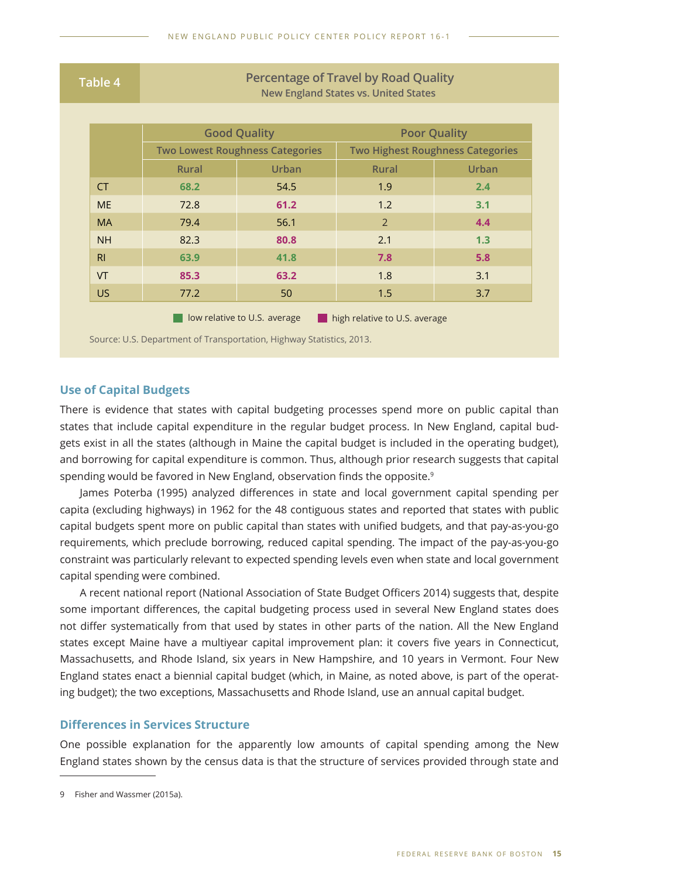**Table 4**

**Percentage of Travel by Road Quality**
New England States vs. United States

| | Good Quality<br>Two Lowest Roughness Categories | | Poor Quality<br>Two Highest Roughness Categories | |
|---|---|---|---|---|
| | Rural | Urban | Rural | Urban |
| CT | 68.2 | 54.5 | 1.9 | 2.4 |
| ME | 72.8 | 61.2 | 1.2 | 3.1 |
| MA | 79.4 | 56.1 | 2 | 4.4 |
| NH | 82.3 | 80.8 | 2.1 | 1.3 |
| RI | 63.9 | 41.8 | 7.8 | 5.8 |
| VT | 85.3 | 63.2 | 1.8 | 3.1 |
| US | 77.2 | 50 | 1.5 | 3.7 |

Color legend: low relative to U.S. average — CT Rural Good (68.2), RI Rural Good (63.9), RI Urban Good (41.8), CT Urban Poor (2.4), ME Urban Poor (3.1), NH Urban Poor (1.3). High relative to U.S. average — ME Urban Good (61.2), NH Urban Good (80.8), VT Rural Good (85.3), VT Urban Good (63.2), RI Rural Poor (7.8), MA Urban Poor (4.4), RI Urban Poor (5.8).

Source: U.S. Department of Transportation, Highway Statistics, 2013.

## Use of Capital Budgets

There is evidence that states with capital budgeting processes spend more on public capital than states that include capital expenditure in the regular budget process. In New England, capital budgets exist in all the states (although in Maine the capital budget is included in the operating budget), and borrowing for capital expenditure is common. Thus, although prior research suggests that capital spending would be favored in New England, observation finds the opposite.[9]

James Poterba (1995) analyzed differences in state and local government capital spending per capita (excluding highways) in 1962 for the 48 contiguous states and reported that states with public capital budgets spent more on public capital than states with unified budgets, and that pay-as-you-go requirements, which preclude borrowing, reduced capital spending. The impact of the pay-as-you-go constraint was particularly relevant to expected spending levels even when state and local government capital spending were combined.

A recent national report (National Association of State Budget Officers 2014) suggests that, despite some important differences, the capital budgeting process used in several New England states does not differ systematically from that used by states in other parts of the nation. All the New England states except Maine have a multiyear capital improvement plan: it covers five years in Connecticut, Massachusetts, and Rhode Island, six years in New Hampshire, and 10 years in Vermont. Four New England states enact a biennial capital budget (which, in Maine, as noted above, is part of the operating budget); the two exceptions, Massachusetts and Rhode Island, use an annual capital budget.

## Differences in Services Structure

One possible explanation for the apparently low amounts of capital spending among the New England states shown by the census data is that the structure of services provided through state and

---

9 Fisher and Wassmer (2015a).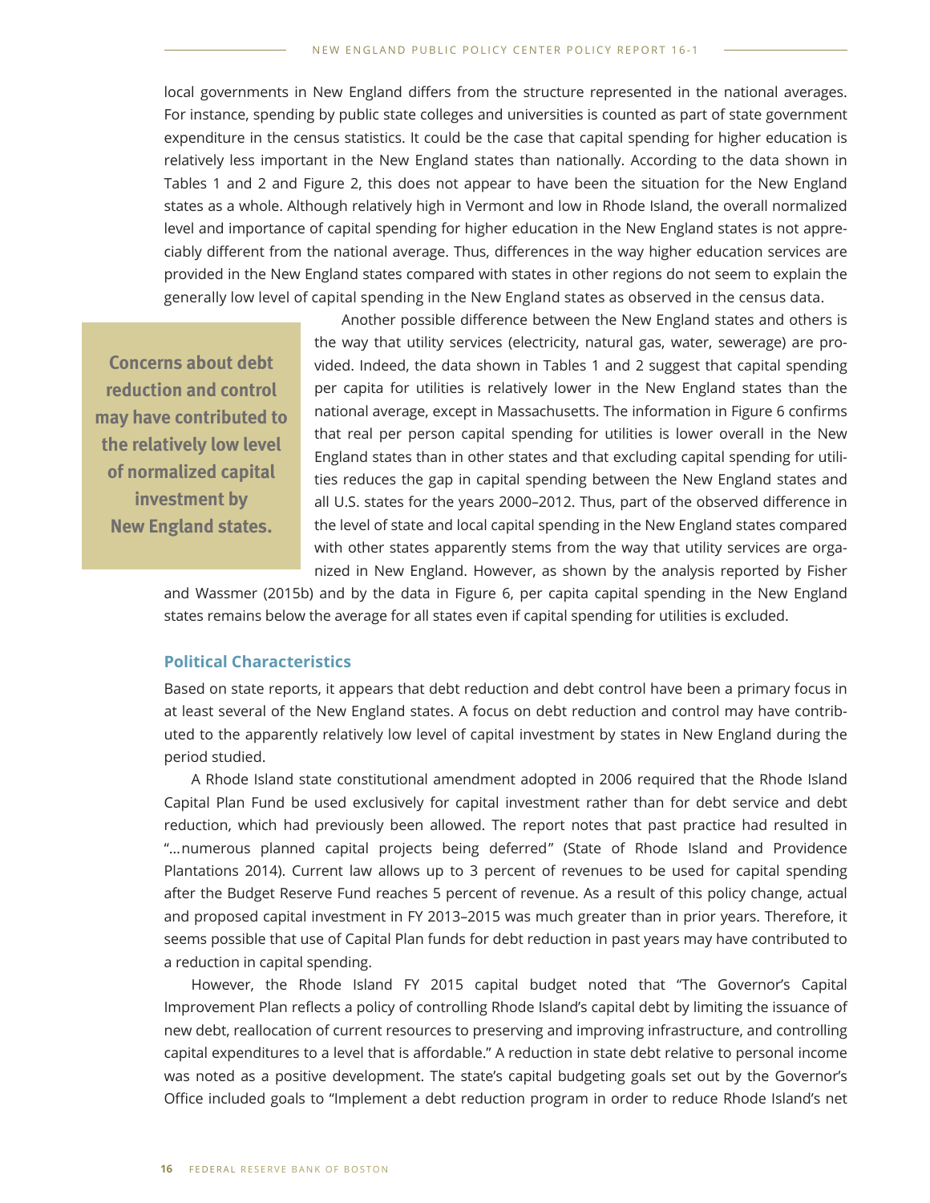local governments in New England differs from the structure represented in the national averages. For instance, spending by public state colleges and universities is counted as part of state government expenditure in the census statistics. It could be the case that capital spending for higher education is relatively less important in the New England states than nationally. According to the data shown in Tables 1 and 2 and Figure 2, this does not appear to have been the situation for the New England states as a whole. Although relatively high in Vermont and low in Rhode Island, the overall normalized level and importance of capital spending for higher education in the New England states is not appreciably different from the national average. Thus, differences in the way higher education services are provided in the New England states compared with states in other regions do not seem to explain the generally low level of capital spending in the New England states as observed in the census data.

> **Concerns about debt reduction and control may have contributed to the relatively low level of normalized capital investment by New England states.**

Another possible difference between the New England states and others is the way that utility services (electricity, natural gas, water, sewerage) are provided. Indeed, the data shown in Tables 1 and 2 suggest that capital spending per capita for utilities is relatively lower in the New England states than the national average, except in Massachusetts. The information in Figure 6 confirms that real per person capital spending for utilities is lower overall in the New England states than in other states and that excluding capital spending for utilities reduces the gap in capital spending between the New England states and all U.S. states for the years 2000–2012. Thus, part of the observed difference in the level of state and local capital spending in the New England states compared with other states apparently stems from the way that utility services are organized in New England. However, as shown by the analysis reported by Fisher and Wassmer (2015b) and by the data in Figure 6, per capita capital spending in the New England states remains below the average for all states even if capital spending for utilities is excluded.

### Political Characteristics

Based on state reports, it appears that debt reduction and debt control have been a primary focus in at least several of the New England states. A focus on debt reduction and control may have contributed to the apparently relatively low level of capital investment by states in New England during the period studied.

A Rhode Island state constitutional amendment adopted in 2006 required that the Rhode Island Capital Plan Fund be used exclusively for capital investment rather than for debt service and debt reduction, which had previously been allowed. The report notes that past practice had resulted in "…numerous planned capital projects being deferred" (State of Rhode Island and Providence Plantations 2014). Current law allows up to 3 percent of revenues to be used for capital spending after the Budget Reserve Fund reaches 5 percent of revenue. As a result of this policy change, actual and proposed capital investment in FY 2013–2015 was much greater than in prior years. Therefore, it seems possible that use of Capital Plan funds for debt reduction in past years may have contributed to a reduction in capital spending.

However, the Rhode Island FY 2015 capital budget noted that "The Governor's Capital Improvement Plan reflects a policy of controlling Rhode Island's capital debt by limiting the issuance of new debt, reallocation of current resources to preserving and improving infrastructure, and controlling capital expenditures to a level that is affordable." A reduction in state debt relative to personal income was noted as a positive development. The state's capital budgeting goals set out by the Governor's Office included goals to "Implement a debt reduction program in order to reduce Rhode Island's net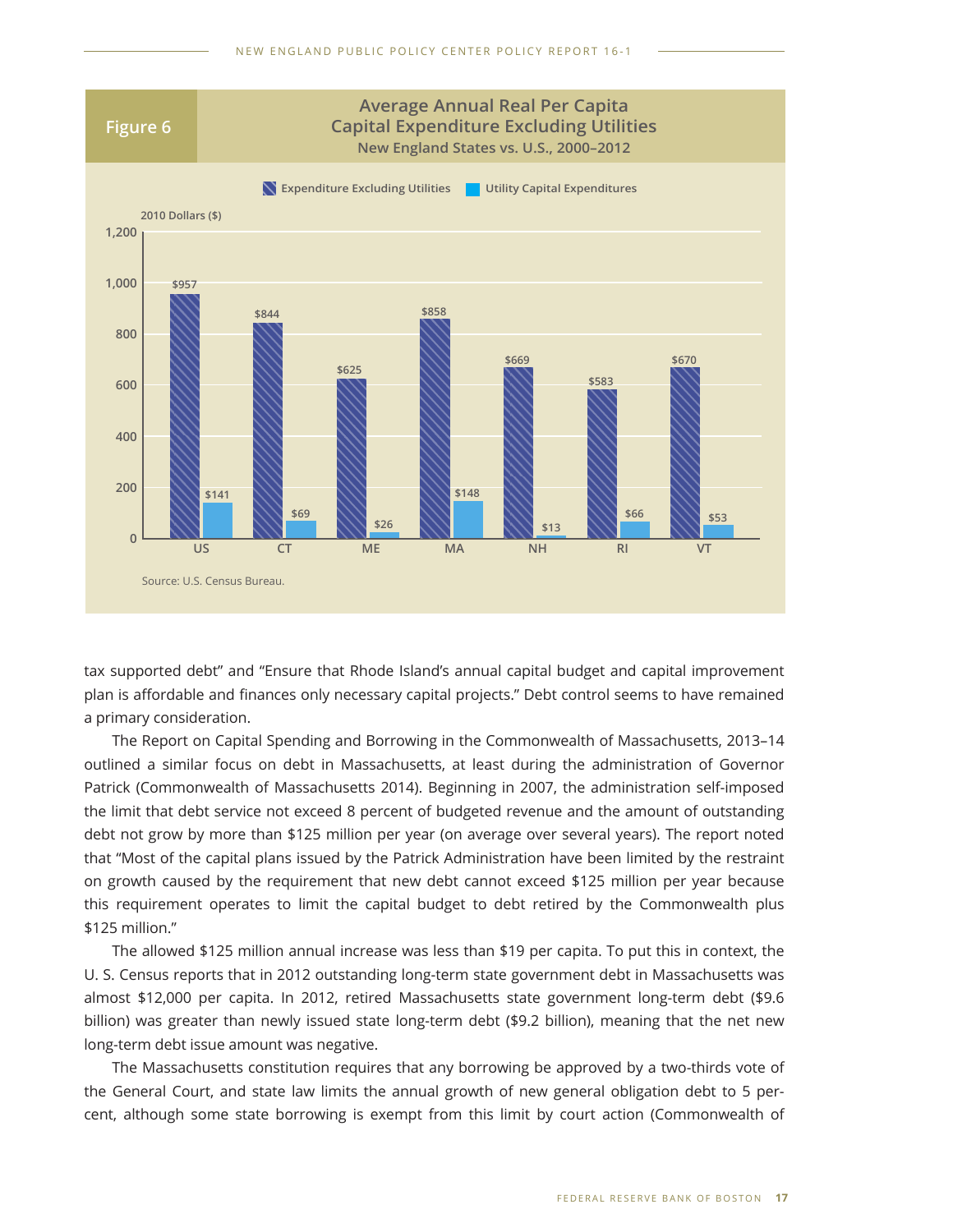**Figure 6**

**Average Annual Real Per Capita Capital Expenditure Excluding Utilities**
**New England States vs. U.S., 2000–2012**

2010 Dollars ($)

| | Expenditure Excluding Utilities | Utility Capital Expenditures |
|---|---|---|
| US | $957 | $141 |
| CT | $844 | $69 |
| ME | $625 | $26 |
| MA | $858 | $148 |
| NH | $669 | $13 |
| RI | $583 | $66 |
| VT | $670 | $53 |

Source: U.S. Census Bureau.

tax supported debt" and "Ensure that Rhode Island's annual capital budget and capital improvement plan is affordable and finances only necessary capital projects." Debt control seems to have remained a primary consideration.

The Report on Capital Spending and Borrowing in the Commonwealth of Massachusetts, 2013–14 outlined a similar focus on debt in Massachusetts, at least during the administration of Governor Patrick (Commonwealth of Massachusetts 2014). Beginning in 2007, the administration self-imposed the limit that debt service not exceed 8 percent of budgeted revenue and the amount of outstanding debt not grow by more than $125 million per year (on average over several years). The report noted that "Most of the capital plans issued by the Patrick Administration have been limited by the restraint on growth caused by the requirement that new debt cannot exceed $125 million per year because this requirement operates to limit the capital budget to debt retired by the Commonwealth plus $125 million."

The allowed $125 million annual increase was less than $19 per capita. To put this in context, the U. S. Census reports that in 2012 outstanding long-term state government debt in Massachusetts was almost $12,000 per capita. In 2012, retired Massachusetts state government long-term debt ($9.6 billion) was greater than newly issued state long-term debt ($9.2 billion), meaning that the net new long-term debt issue amount was negative.

The Massachusetts constitution requires that any borrowing be approved by a two-thirds vote of the General Court, and state law limits the annual growth of new general obligation debt to 5 percent, although some state borrowing is exempt from this limit by court action (Commonwealth of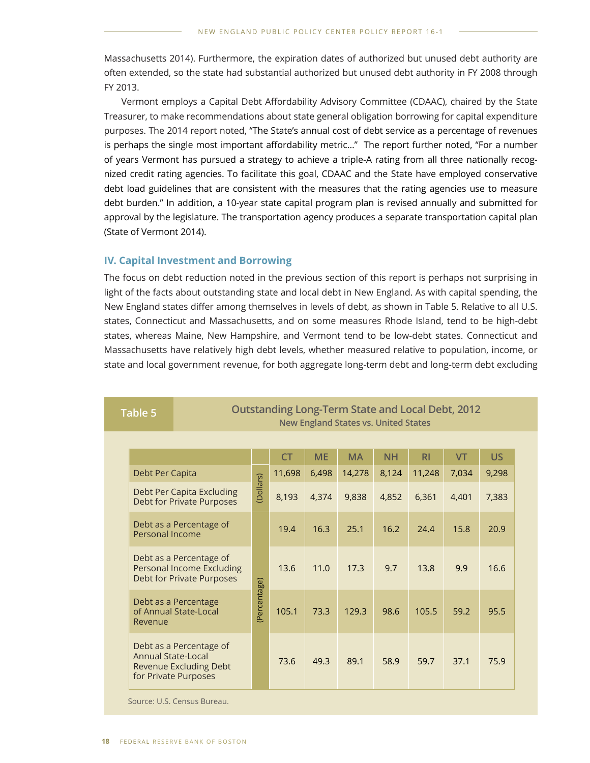Massachusetts 2014). Furthermore, the expiration dates of authorized but unused debt authority are often extended, so the state had substantial authorized but unused debt authority in FY 2008 through FY 2013.

Vermont employs a Capital Debt Affordability Advisory Committee (CDAAC), chaired by the State Treasurer, to make recommendations about state general obligation borrowing for capital expenditure purposes. The 2014 report noted, "The State's annual cost of debt service as a percentage of revenues is perhaps the single most important affordability metric…" The report further noted, "For a number of years Vermont has pursued a strategy to achieve a triple-A rating from all three nationally recognized credit rating agencies. To facilitate this goal, CDAAC and the State have employed conservative debt load guidelines that are consistent with the measures that the rating agencies use to measure debt burden." In addition, a 10-year state capital program plan is revised annually and submitted for approval by the legislature. The transportation agency produces a separate transportation capital plan (State of Vermont 2014).

## IV. Capital Investment and Borrowing

The focus on debt reduction noted in the previous section of this report is perhaps not surprising in light of the facts about outstanding state and local debt in New England. As with capital spending, the New England states differ among themselves in levels of debt, as shown in Table 5. Relative to all U.S. states, Connecticut and Massachusetts, and on some measures Rhode Island, tend to be high-debt states, whereas Maine, New Hampshire, and Vermont tend to be low-debt states. Connecticut and Massachusetts have relatively high debt levels, whether measured relative to population, income, or state and local government revenue, for both aggregate long-term debt and long-term debt excluding

**Table 5**

**Outstanding Long-Term State and Local Debt, 2012**
New England States vs. United States

| | | CT | ME | MA | NH | RI | VT | US |
|---|---|---|---|---|---|---|---|---|
| Debt Per Capita | (Dollars) | 11,698 | 6,498 | 14,278 | 8,124 | 11,248 | 7,034 | 9,298 |
| Debt Per Capita Excluding Debt for Private Purposes | (Dollars) | 8,193 | 4,374 | 9,838 | 4,852 | 6,361 | 4,401 | 7,383 |
| Debt as a Percentage of Personal Income | (Percentage) | 19.4 | 16.3 | 25.1 | 16.2 | 24.4 | 15.8 | 20.9 |
| Debt as a Percentage of Personal Income Excluding Debt for Private Purposes | (Percentage) | 13.6 | 11.0 | 17.3 | 9.7 | 13.8 | 9.9 | 16.6 |
| Debt as a Percentage of Annual State-Local Revenue | (Percentage) | 105.1 | 73.3 | 129.3 | 98.6 | 105.5 | 59.2 | 95.5 |
| Debt as a Percentage of Annual State-Local Revenue Excluding Debt for Private Purposes | (Percentage) | 73.6 | 49.3 | 89.1 | 58.9 | 59.7 | 37.1 | 75.9 |

Source: U.S. Census Bureau.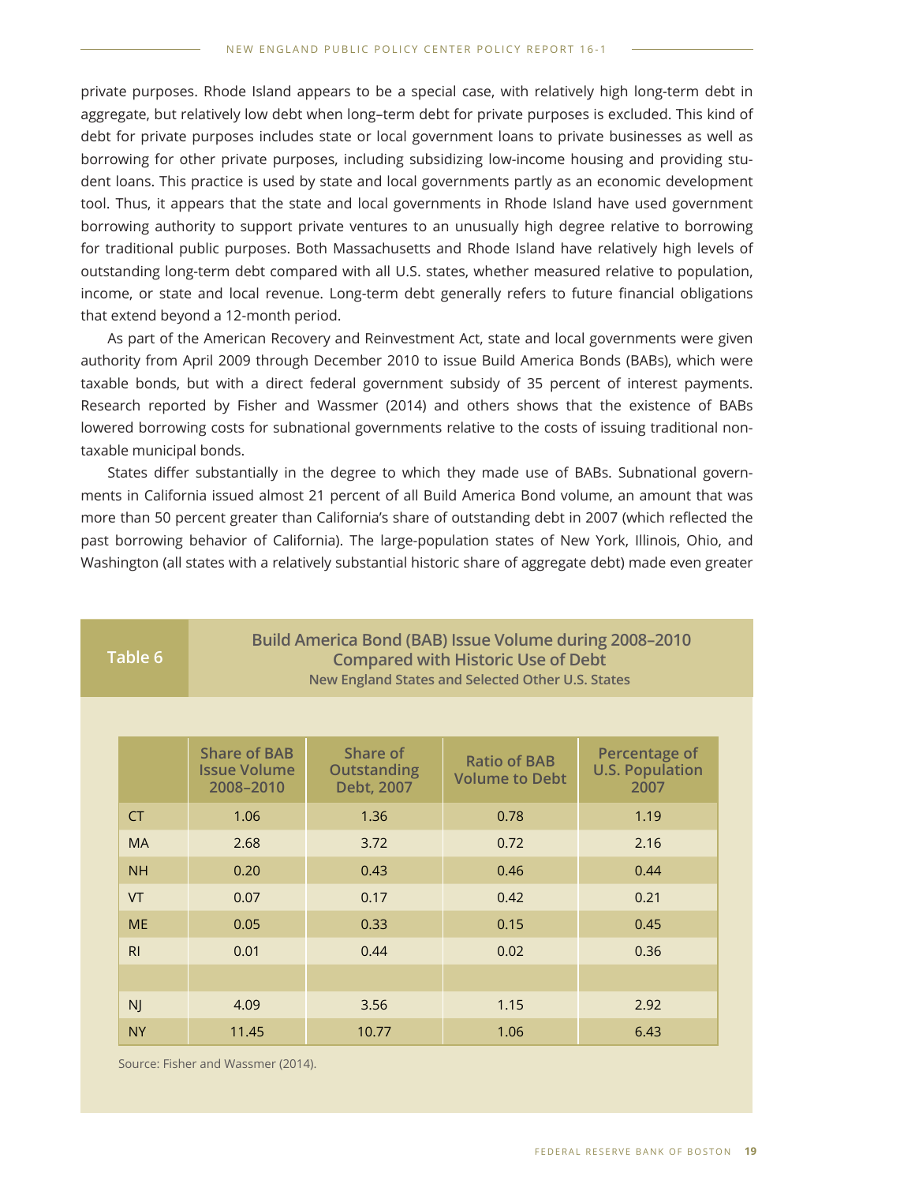private purposes. Rhode Island appears to be a special case, with relatively high long-term debt in aggregate, but relatively low debt when long–term debt for private purposes is excluded. This kind of debt for private purposes includes state or local government loans to private businesses as well as borrowing for other private purposes, including subsidizing low-income housing and providing student loans. This practice is used by state and local governments partly as an economic development tool. Thus, it appears that the state and local governments in Rhode Island have used government borrowing authority to support private ventures to an unusually high degree relative to borrowing for traditional public purposes. Both Massachusetts and Rhode Island have relatively high levels of outstanding long-term debt compared with all U.S. states, whether measured relative to population, income, or state and local revenue. Long-term debt generally refers to future financial obligations that extend beyond a 12-month period.

As part of the American Recovery and Reinvestment Act, state and local governments were given authority from April 2009 through December 2010 to issue Build America Bonds (BABs), which were taxable bonds, but with a direct federal government subsidy of 35 percent of interest payments. Research reported by Fisher and Wassmer (2014) and others shows that the existence of BABs lowered borrowing costs for subnational governments relative to the costs of issuing traditional non-taxable municipal bonds.

States differ substantially in the degree to which they made use of BABs. Subnational governments in California issued almost 21 percent of all Build America Bond volume, an amount that was more than 50 percent greater than California's share of outstanding debt in 2007 (which reflected the past borrowing behavior of California). The large-population states of New York, Illinois, Ohio, and Washington (all states with a relatively substantial historic share of aggregate debt) made even greater

**Table 6**

**Build America Bond (BAB) Issue Volume during 2008–2010 Compared with Historic Use of Debt**
**New England States and Selected Other U.S. States**

| | Share of BAB Issue Volume 2008–2010 | Share of Outstanding Debt, 2007 | Ratio of BAB Volume to Debt | Percentage of U.S. Population 2007 |
|---|---|---|---|---|
| CT | 1.06 | 1.36 | 0.78 | 1.19 |
| MA | 2.68 | 3.72 | 0.72 | 2.16 |
| NH | 0.20 | 0.43 | 0.46 | 0.44 |
| VT | 0.07 | 0.17 | 0.42 | 0.21 |
| ME | 0.05 | 0.33 | 0.15 | 0.45 |
| RI | 0.01 | 0.44 | 0.02 | 0.36 |
| | | | | |
| NJ | 4.09 | 3.56 | 1.15 | 2.92 |
| NY | 11.45 | 10.77 | 1.06 | 6.43 |

Source: Fisher and Wassmer (2014).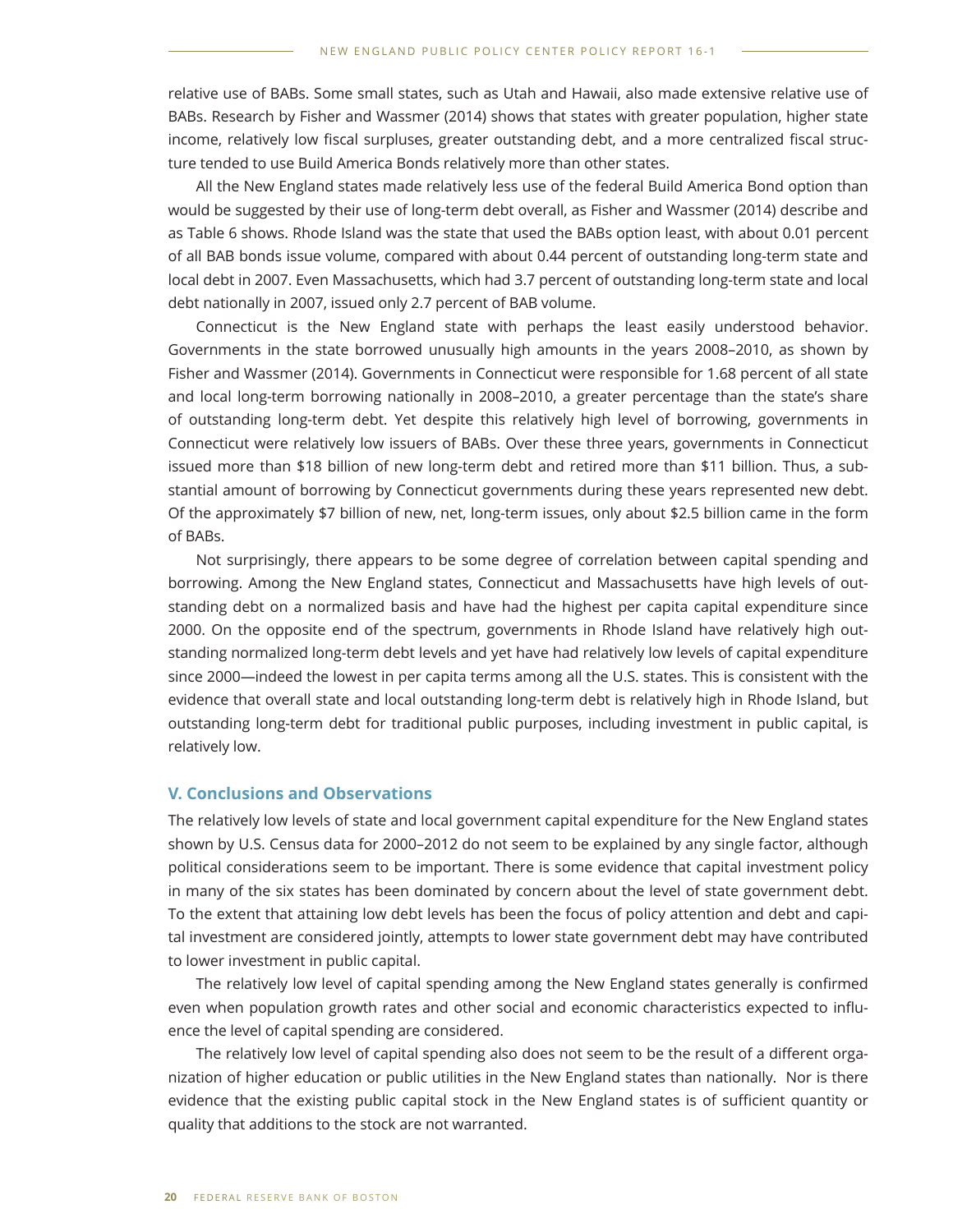relative use of BABs. Some small states, such as Utah and Hawaii, also made extensive relative use of BABs. Research by Fisher and Wassmer (2014) shows that states with greater population, higher state income, relatively low fiscal surpluses, greater outstanding debt, and a more centralized fiscal structure tended to use Build America Bonds relatively more than other states.

All the New England states made relatively less use of the federal Build America Bond option than would be suggested by their use of long-term debt overall, as Fisher and Wassmer (2014) describe and as Table 6 shows. Rhode Island was the state that used the BABs option least, with about 0.01 percent of all BAB bonds issue volume, compared with about 0.44 percent of outstanding long-term state and local debt in 2007. Even Massachusetts, which had 3.7 percent of outstanding long-term state and local debt nationally in 2007, issued only 2.7 percent of BAB volume.

Connecticut is the New England state with perhaps the least easily understood behavior. Governments in the state borrowed unusually high amounts in the years 2008–2010, as shown by Fisher and Wassmer (2014). Governments in Connecticut were responsible for 1.68 percent of all state and local long-term borrowing nationally in 2008–2010, a greater percentage than the state's share of outstanding long-term debt. Yet despite this relatively high level of borrowing, governments in Connecticut were relatively low issuers of BABs. Over these three years, governments in Connecticut issued more than $18 billion of new long-term debt and retired more than $11 billion. Thus, a substantial amount of borrowing by Connecticut governments during these years represented new debt. Of the approximately $7 billion of new, net, long-term issues, only about $2.5 billion came in the form of BABs.

Not surprisingly, there appears to be some degree of correlation between capital spending and borrowing. Among the New England states, Connecticut and Massachusetts have high levels of outstanding debt on a normalized basis and have had the highest per capita capital expenditure since 2000. On the opposite end of the spectrum, governments in Rhode Island have relatively high outstanding normalized long-term debt levels and yet have had relatively low levels of capital expenditure since 2000—indeed the lowest in per capita terms among all the U.S. states. This is consistent with the evidence that overall state and local outstanding long-term debt is relatively high in Rhode Island, but outstanding long-term debt for traditional public purposes, including investment in public capital, is relatively low.

## V. Conclusions and Observations

The relatively low levels of state and local government capital expenditure for the New England states shown by U.S. Census data for 2000–2012 do not seem to be explained by any single factor, although political considerations seem to be important. There is some evidence that capital investment policy in many of the six states has been dominated by concern about the level of state government debt. To the extent that attaining low debt levels has been the focus of policy attention and debt and capital investment are considered jointly, attempts to lower state government debt may have contributed to lower investment in public capital.

The relatively low level of capital spending among the New England states generally is confirmed even when population growth rates and other social and economic characteristics expected to influence the level of capital spending are considered.

The relatively low level of capital spending also does not seem to be the result of a different organization of higher education or public utilities in the New England states than nationally. Nor is there evidence that the existing public capital stock in the New England states is of sufficient quantity or quality that additions to the stock are not warranted.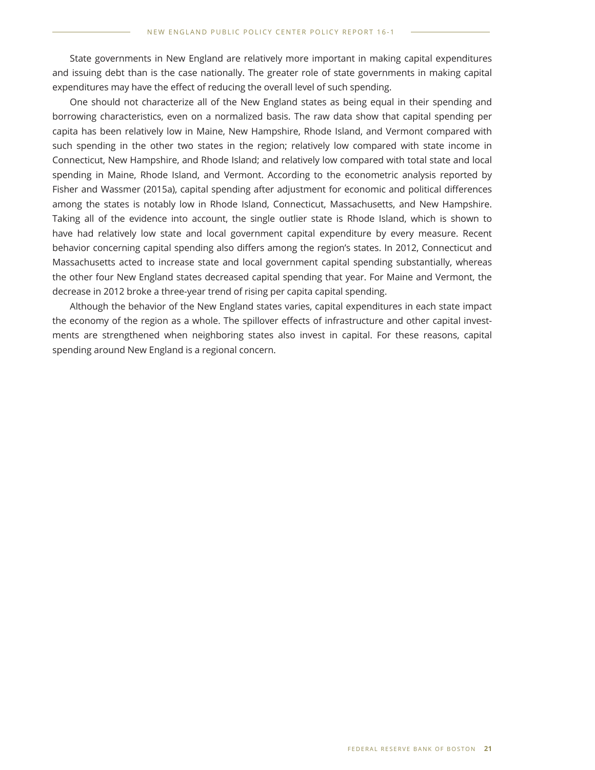State governments in New England are relatively more important in making capital expenditures and issuing debt than is the case nationally. The greater role of state governments in making capital expenditures may have the effect of reducing the overall level of such spending.

One should not characterize all of the New England states as being equal in their spending and borrowing characteristics, even on a normalized basis. The raw data show that capital spending per capita has been relatively low in Maine, New Hampshire, Rhode Island, and Vermont compared with such spending in the other two states in the region; relatively low compared with state income in Connecticut, New Hampshire, and Rhode Island; and relatively low compared with total state and local spending in Maine, Rhode Island, and Vermont. According to the econometric analysis reported by Fisher and Wassmer (2015a), capital spending after adjustment for economic and political differences among the states is notably low in Rhode Island, Connecticut, Massachusetts, and New Hampshire. Taking all of the evidence into account, the single outlier state is Rhode Island, which is shown to have had relatively low state and local government capital expenditure by every measure. Recent behavior concerning capital spending also differs among the region's states. In 2012, Connecticut and Massachusetts acted to increase state and local government capital spending substantially, whereas the other four New England states decreased capital spending that year. For Maine and Vermont, the decrease in 2012 broke a three-year trend of rising per capita capital spending.

Although the behavior of the New England states varies, capital expenditures in each state impact the economy of the region as a whole. The spillover effects of infrastructure and other capital investments are strengthened when neighboring states also invest in capital. For these reasons, capital spending around New England is a regional concern.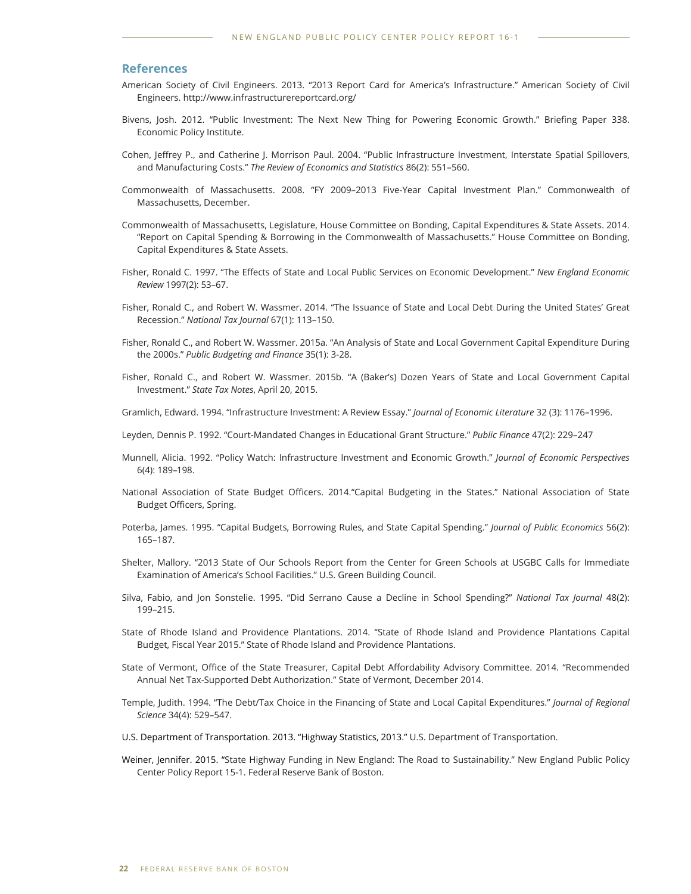## References

American Society of Civil Engineers. 2013. "2013 Report Card for America's Infrastructure." American Society of Civil Engineers. http://www.infrastructurereportcard.org/

Bivens, Josh. 2012. "Public Investment: The Next New Thing for Powering Economic Growth." Briefing Paper 338. Economic Policy Institute.

Cohen, Jeffrey P., and Catherine J. Morrison Paul. 2004. "Public Infrastructure Investment, Interstate Spatial Spillovers, and Manufacturing Costs." *The Review of Economics and Statistics* 86(2): 551–560.

Commonwealth of Massachusetts. 2008. "FY 2009–2013 Five-Year Capital Investment Plan." Commonwealth of Massachusetts, December.

Commonwealth of Massachusetts, Legislature, House Committee on Bonding, Capital Expenditures & State Assets. 2014. "Report on Capital Spending & Borrowing in the Commonwealth of Massachusetts." House Committee on Bonding, Capital Expenditures & State Assets.

Fisher, Ronald C. 1997. "The Effects of State and Local Public Services on Economic Development." *New England Economic Review* 1997(2): 53–67.

Fisher, Ronald C., and Robert W. Wassmer. 2014. "The Issuance of State and Local Debt During the United States' Great Recession." *National Tax Journal* 67(1): 113–150.

Fisher, Ronald C., and Robert W. Wassmer. 2015a. "An Analysis of State and Local Government Capital Expenditure During the 2000s." *Public Budgeting and Finance* 35(1): 3-28.

Fisher, Ronald C., and Robert W. Wassmer. 2015b. "A (Baker's) Dozen Years of State and Local Government Capital Investment." *State Tax Notes*, April 20, 2015.

Gramlich, Edward. 1994. "Infrastructure Investment: A Review Essay." *Journal of Economic Literature* 32 (3): 1176–1996.

Leyden, Dennis P. 1992. "Court-Mandated Changes in Educational Grant Structure." *Public Finance* 47(2): 229–247

Munnell, Alicia. 1992. "Policy Watch: Infrastructure Investment and Economic Growth." *Journal of Economic Perspectives* 6(4): 189–198.

National Association of State Budget Officers. 2014."Capital Budgeting in the States." National Association of State Budget Officers, Spring.

Poterba, James. 1995. "Capital Budgets, Borrowing Rules, and State Capital Spending." *Journal of Public Economics* 56(2): 165–187.

Shelter, Mallory. "2013 State of Our Schools Report from the Center for Green Schools at USGBC Calls for Immediate Examination of America's School Facilities." U.S. Green Building Council.

Silva, Fabio, and Jon Sonstelie. 1995. "Did Serrano Cause a Decline in School Spending?" *National Tax Journal* 48(2): 199–215.

State of Rhode Island and Providence Plantations. 2014. "State of Rhode Island and Providence Plantations Capital Budget, Fiscal Year 2015." State of Rhode Island and Providence Plantations.

State of Vermont, Office of the State Treasurer, Capital Debt Affordability Advisory Committee. 2014. "Recommended Annual Net Tax-Supported Debt Authorization." State of Vermont, December 2014.

Temple, Judith. 1994. "The Debt/Tax Choice in the Financing of State and Local Capital Expenditures." *Journal of Regional Science* 34(4): 529–547.

U.S. Department of Transportation. 2013. "Highway Statistics, 2013." U.S. Department of Transportation.

Weiner, Jennifer. 2015. "State Highway Funding in New England: The Road to Sustainability." New England Public Policy Center Policy Report 15-1. Federal Reserve Bank of Boston.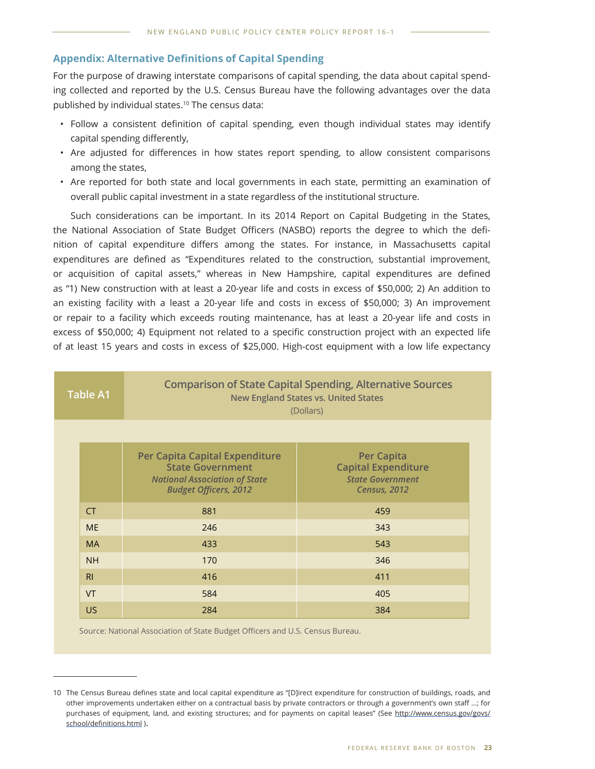## Appendix: Alternative Definitions of Capital Spending

For the purpose of drawing interstate comparisons of capital spending, the data about capital spending collected and reported by the U.S. Census Bureau have the following advantages over the data published by individual states.[10] The census data:

- Follow a consistent definition of capital spending, even though individual states may identify capital spending differently,
- Are adjusted for differences in how states report spending, to allow consistent comparisons among the states,
- Are reported for both state and local governments in each state, permitting an examination of overall public capital investment in a state regardless of the institutional structure.

Such considerations can be important. In its 2014 Report on Capital Budgeting in the States, the National Association of State Budget Officers (NASBO) reports the degree to which the definition of capital expenditure differs among the states. For instance, in Massachusetts capital expenditures are defined as "Expenditures related to the construction, substantial improvement, or acquisition of capital assets," whereas in New Hampshire, capital expenditures are defined as "1) New construction with at least a 20-year life and costs in excess of $50,000; 2) An addition to an existing facility with a least a 20-year life and costs in excess of $50,000; 3) An improvement or repair to a facility which exceeds routing maintenance, has at least a 20-year life and costs in excess of $50,000; 4) Equipment not related to a specific construction project with an expected life of at least 15 years and costs in excess of $25,000. High-cost equipment with a low life expectancy

**Table A1**

**Comparison of State Capital Spending, Alternative Sources**
**New England States vs. United States**
(Dollars)

| | Per Capita Capital Expenditure State Government *National Association of State Budget Officers, 2012* | Per Capita Capital Expenditure *State Government Census, 2012* |
|---|---|---|
| CT | 881 | 459 |
| ME | 246 | 343 |
| MA | 433 | 543 |
| NH | 170 | 346 |
| RI | 416 | 411 |
| VT | 584 | 405 |
| US | 284 | 384 |

Source: National Association of State Budget Officers and U.S. Census Bureau.

---

10 The Census Bureau defines state and local capital expenditure as "[D]irect expenditure for construction of buildings, roads, and other improvements undertaken either on a contractual basis by private contractors or through a government's own staff ...; for purchases of equipment, land, and existing structures; and for payments on capital leases" (See http://www.census.gov/govs/school/definitions.html ).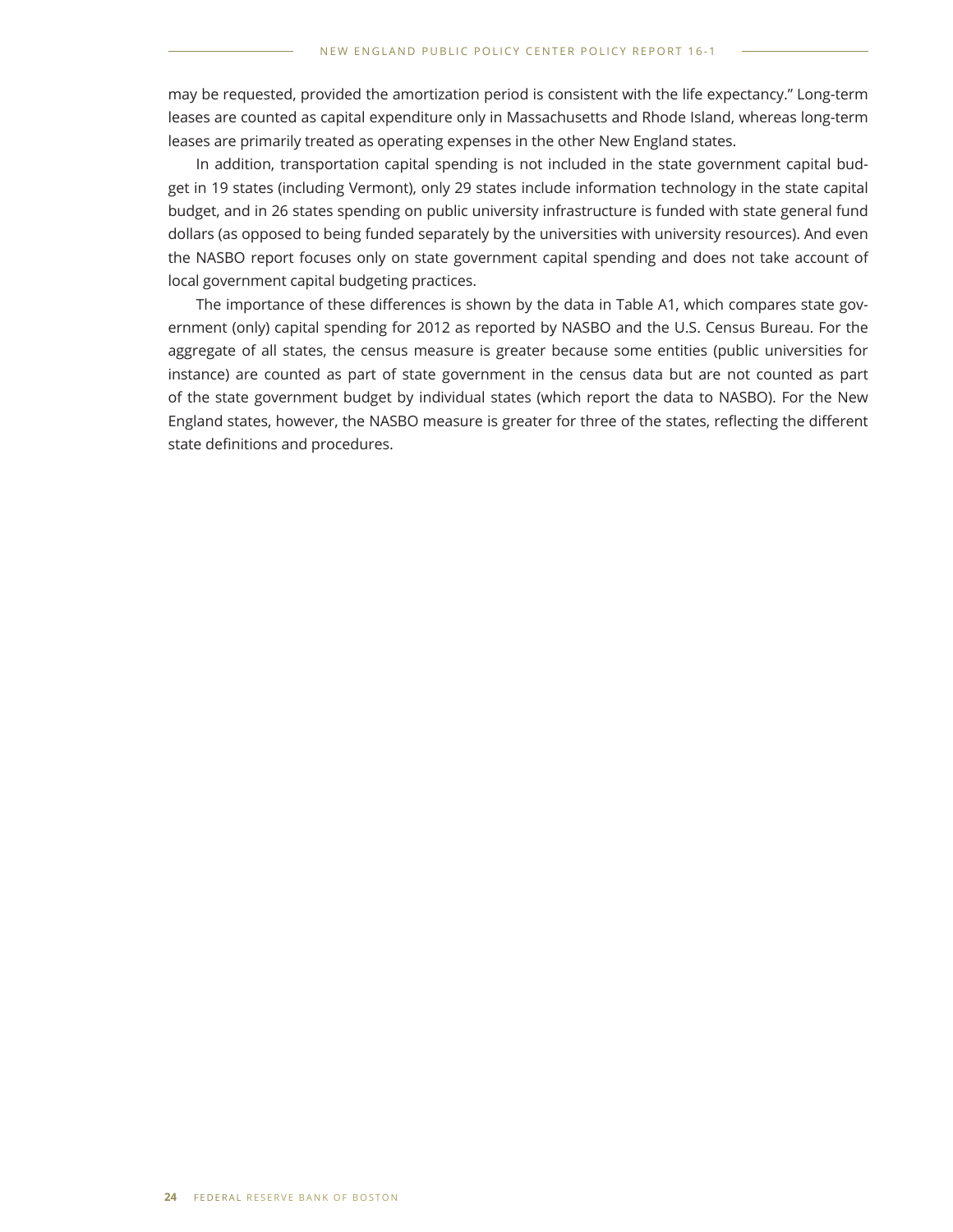may be requested, provided the amortization period is consistent with the life expectancy." Long-term leases are counted as capital expenditure only in Massachusetts and Rhode Island, whereas long-term leases are primarily treated as operating expenses in the other New England states.

In addition, transportation capital spending is not included in the state government capital budget in 19 states (including Vermont), only 29 states include information technology in the state capital budget, and in 26 states spending on public university infrastructure is funded with state general fund dollars (as opposed to being funded separately by the universities with university resources). And even the NASBO report focuses only on state government capital spending and does not take account of local government capital budgeting practices.

The importance of these differences is shown by the data in Table A1, which compares state government (only) capital spending for 2012 as reported by NASBO and the U.S. Census Bureau. For the aggregate of all states, the census measure is greater because some entities (public universities for instance) are counted as part of state government in the census data but are not counted as part of the state government budget by individual states (which report the data to NASBO). For the New England states, however, the NASBO measure is greater for three of the states, reflecting the different state definitions and procedures.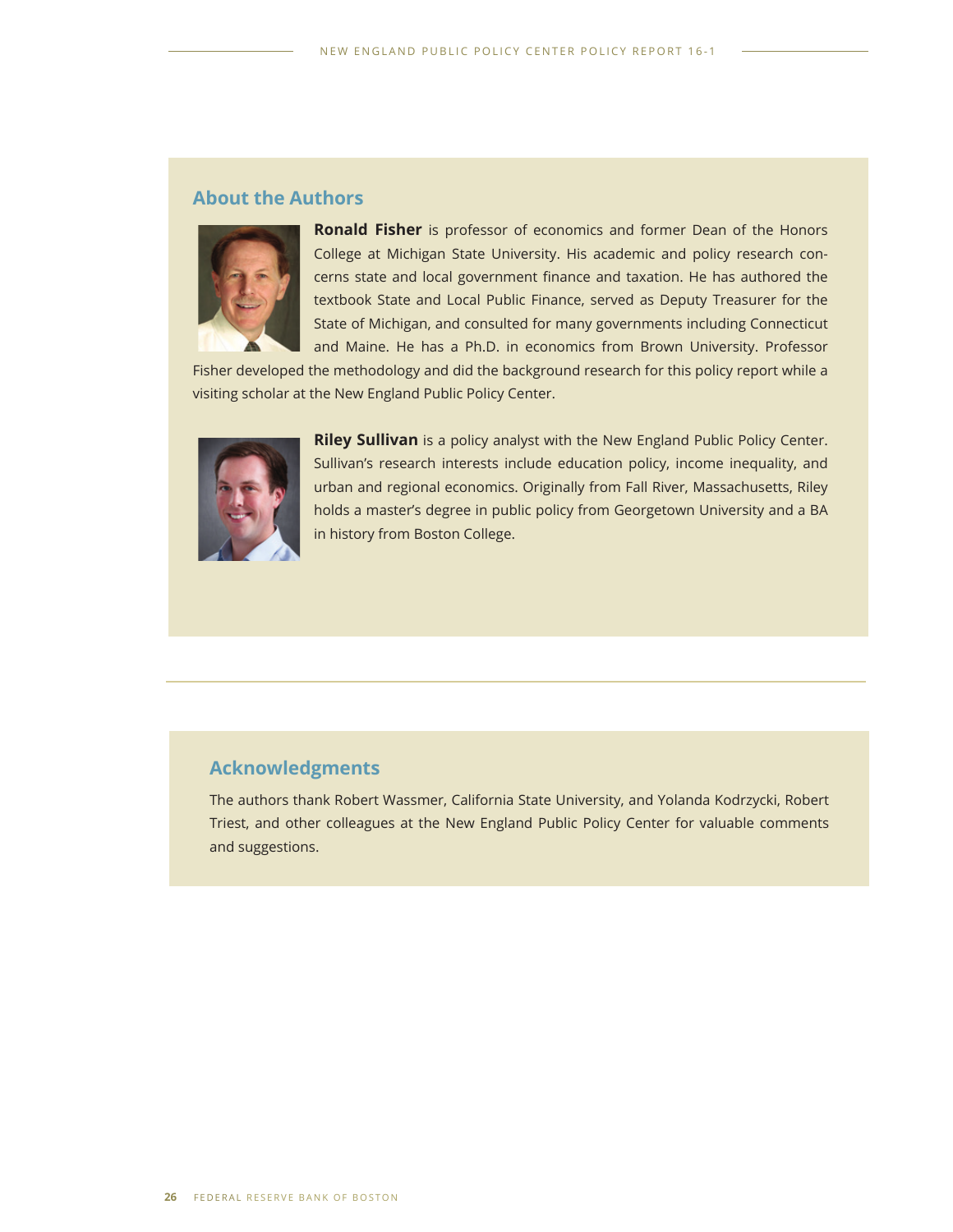## About the Authors

**Ronald Fisher** is professor of economics and former Dean of the Honors College at Michigan State University. His academic and policy research concerns state and local government finance and taxation. He has authored the textbook State and Local Public Finance, served as Deputy Treasurer for the State of Michigan, and consulted for many governments including Connecticut and Maine. He has a Ph.D. in economics from Brown University. Professor Fisher developed the methodology and did the background research for this policy report while a visiting scholar at the New England Public Policy Center.

**Riley Sullivan** is a policy analyst with the New England Public Policy Center. Sullivan's research interests include education policy, income inequality, and urban and regional economics. Originally from Fall River, Massachusetts, Riley holds a master's degree in public policy from Georgetown University and a BA in history from Boston College.

## Acknowledgments

The authors thank Robert Wassmer, California State University, and Yolanda Kodrzycki, Robert Triest, and other colleagues at the New England Public Policy Center for valuable comments and suggestions.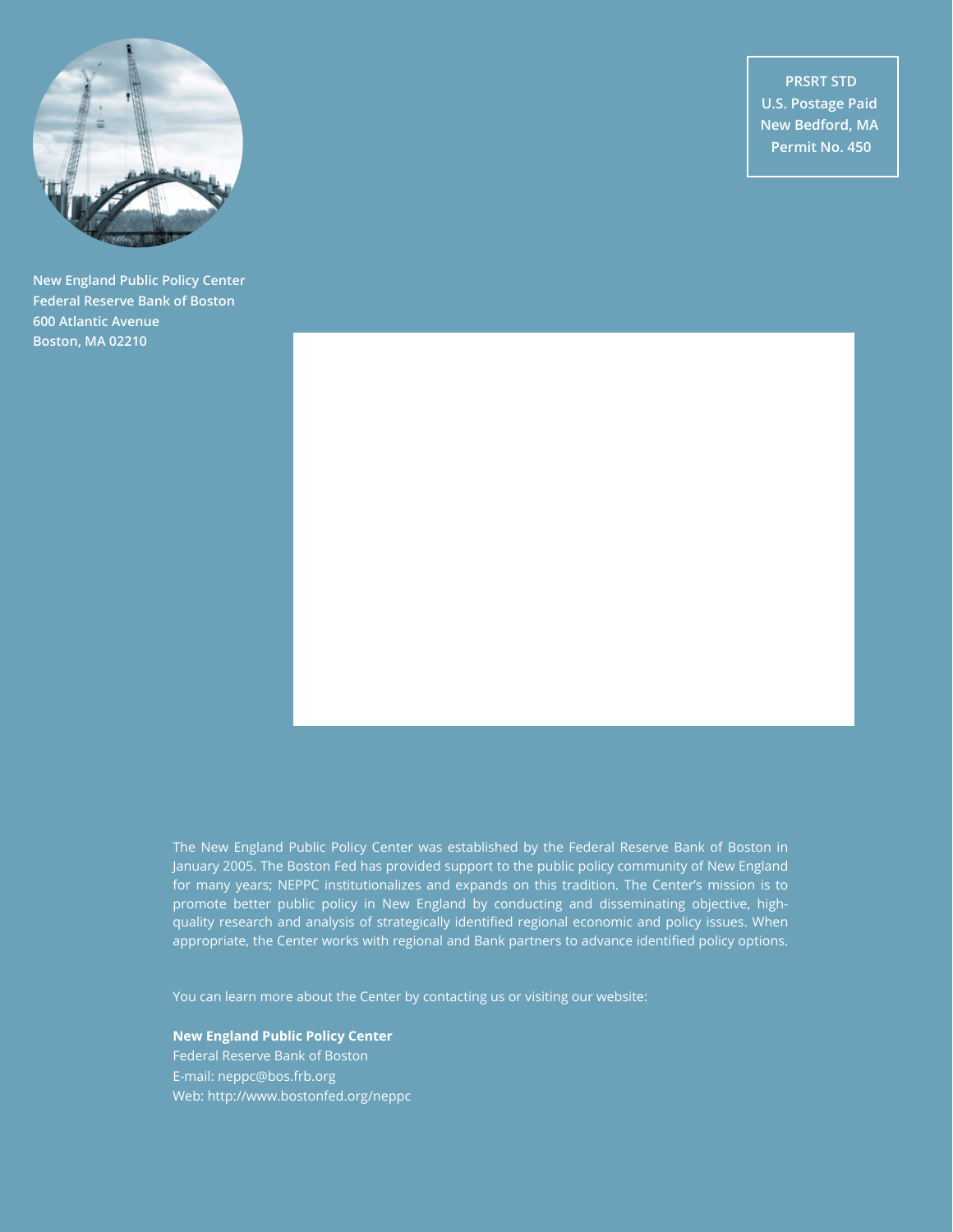**PRSRT STD**
**U.S. Postage Paid**
**New Bedford, MA**
**Permit No. 450**

**New England Public Policy Center**
**Federal Reserve Bank of Boston**
**600 Atlantic Avenue**
**Boston, MA 02210**

The New England Public Policy Center was established by the Federal Reserve Bank of Boston in January 2005. The Boston Fed has provided support to the public policy community of New England for many years; NEPPC institutionalizes and expands on this tradition. The Center's mission is to promote better public policy in New England by conducting and disseminating objective, high-quality research and analysis of strategically identified regional economic and policy issues. When appropriate, the Center works with regional and Bank partners to advance identified policy options.

You can learn more about the Center by contacting us or visiting our website:

**New England Public Policy Center**
Federal Reserve Bank of Boston
E-mail: neppc@bos.frb.org
Web: http://www.bostonfed.org/neppc